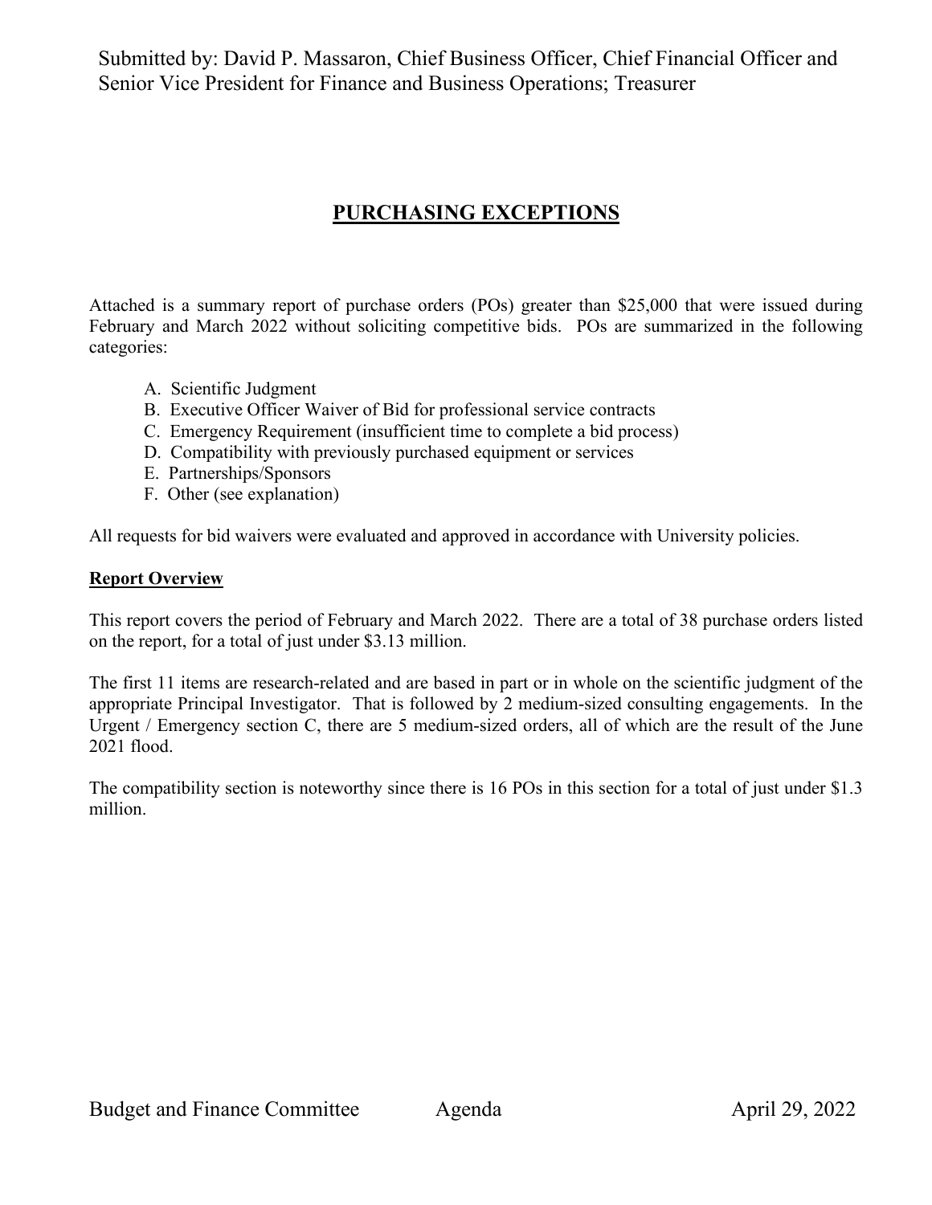Submitted by: David P. Massaron, Chief Business Officer, Chief Financial Officer and Senior Vice President for Finance and Business Operations; Treasurer

# PURCHASING EXCEPTIONS

Attached is a summary report of purchase orders (POs) greater than $25,000 that were issued during February and March 2022 without soliciting competitive bids. POs are summarized in the following categories:

A. Scientific Judgment
B. Executive Officer Waiver of Bid for professional service contracts
C. Emergency Requirement (insufficient time to complete a bid process)
D. Compatibility with previously purchased equipment or services
E. Partnerships/Sponsors
F. Other (see explanation)

All requests for bid waivers were evaluated and approved in accordance with University policies.

**Report Overview**

This report covers the period of February and March 2022. There are a total of 38 purchase orders listed on the report, for a total of just under $3.13 million.

The first 11 items are research-related and are based in part or in whole on the scientific judgment of the appropriate Principal Investigator. That is followed by 2 medium-sized consulting engagements. In the Urgent / Emergency section C, there are 5 medium-sized orders, all of which are the result of the June 2021 flood.

The compatibility section is noteworthy since there is 16 POs in this section for a total of just under $1.3 million.

Budget and Finance Committee Agenda April 29, 2022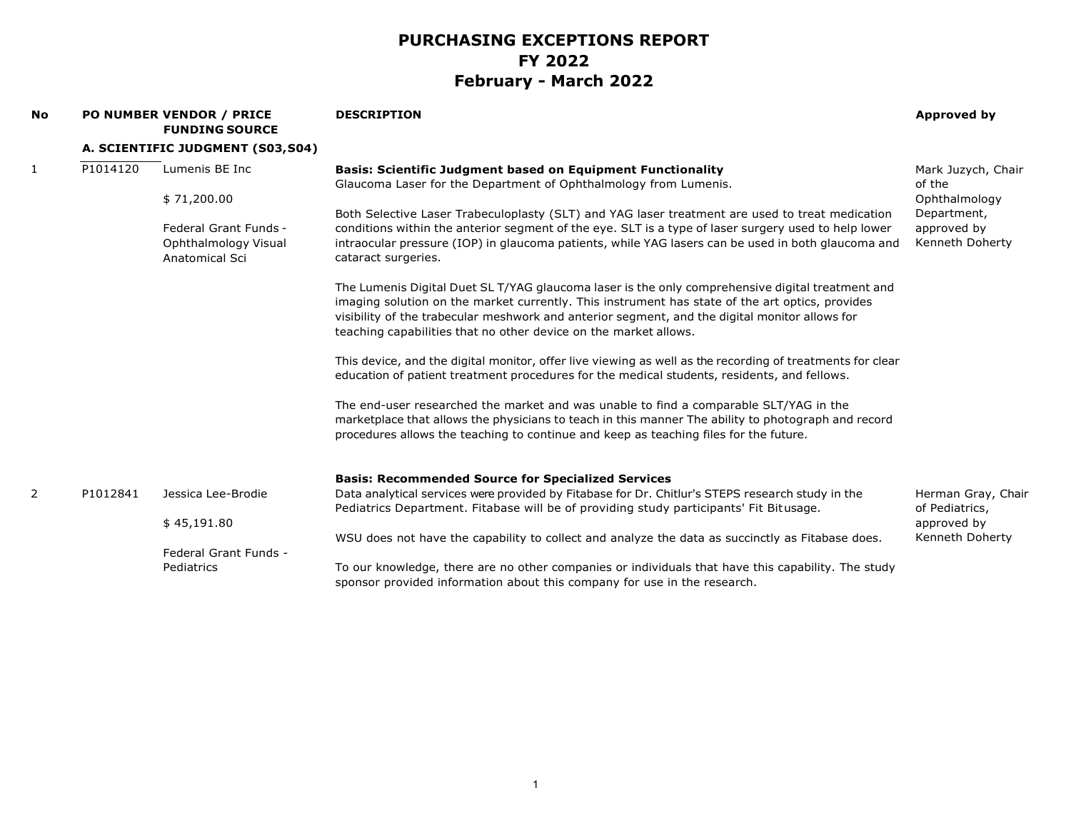# PURCHASING EXCEPTIONS REPORT
## FY 2022
## February - March 2022

| No | PO NUMBER | VENDOR / PRICE FUNDING SOURCE | DESCRIPTION | Approved by |
|---|---|---|---|---|
| | **A. SCIENTIFIC JUDGMENT (S03,S04)** | | | |
| 1 | P1014120 | Lumenis BE Inc<br><br>$ 71,200.00<br><br>Federal Grant Funds - Ophthalmology Visual Anatomical Sci | **Basis: Scientific Judgment based on Equipment Functionality**<br>Glaucoma Laser for the Department of Ophthalmology from Lumenis.<br><br>Both Selective Laser Trabeculoplasty (SLT) and YAG laser treatment are used to treat medication conditions within the anterior segment of the eye. SLT is a type of laser surgery used to help lower intraocular pressure (IOP) in glaucoma patients, while YAG lasers can be used in both glaucoma and cataract surgeries.<br><br>The Lumenis Digital Duet SL T/YAG glaucoma laser is the only comprehensive digital treatment and imaging solution on the market currently. This instrument has state of the art optics, provides visibility of the trabecular meshwork and anterior segment, and the digital monitor allows for teaching capabilities that no other device on the market allows.<br><br>This device, and the digital monitor, offer live viewing as well as the recording of treatments for clear education of patient treatment procedures for the medical students, residents, and fellows.<br><br>The end-user researched the market and was unable to find a comparable SLT/YAG in the marketplace that allows the physicians to teach in this manner The ability to photograph and record procedures allows the teaching to continue and keep as teaching files for the future. | Mark Juzych, Chair of the Ophthalmology Department, approved by Kenneth Doherty |
| 2 | P1012841 | Jessica Lee-Brodie<br><br>$ 45,191.80<br><br>Federal Grant Funds - Pediatrics | **Basis: Recommended Source for Specialized Services**<br>Data analytical services were provided by Fitabase for Dr. Chitlur's STEPS research study in the Pediatrics Department. Fitabase will be of providing study participants' Fit Bit usage.<br><br>WSU does not have the capability to collect and analyze the data as succinctly as Fitabase does.<br><br>To our knowledge, there are no other companies or individuals that have this capability. The study sponsor provided information about this company for use in the research. | Herman Gray, Chair of Pediatrics, approved by Kenneth Doherty |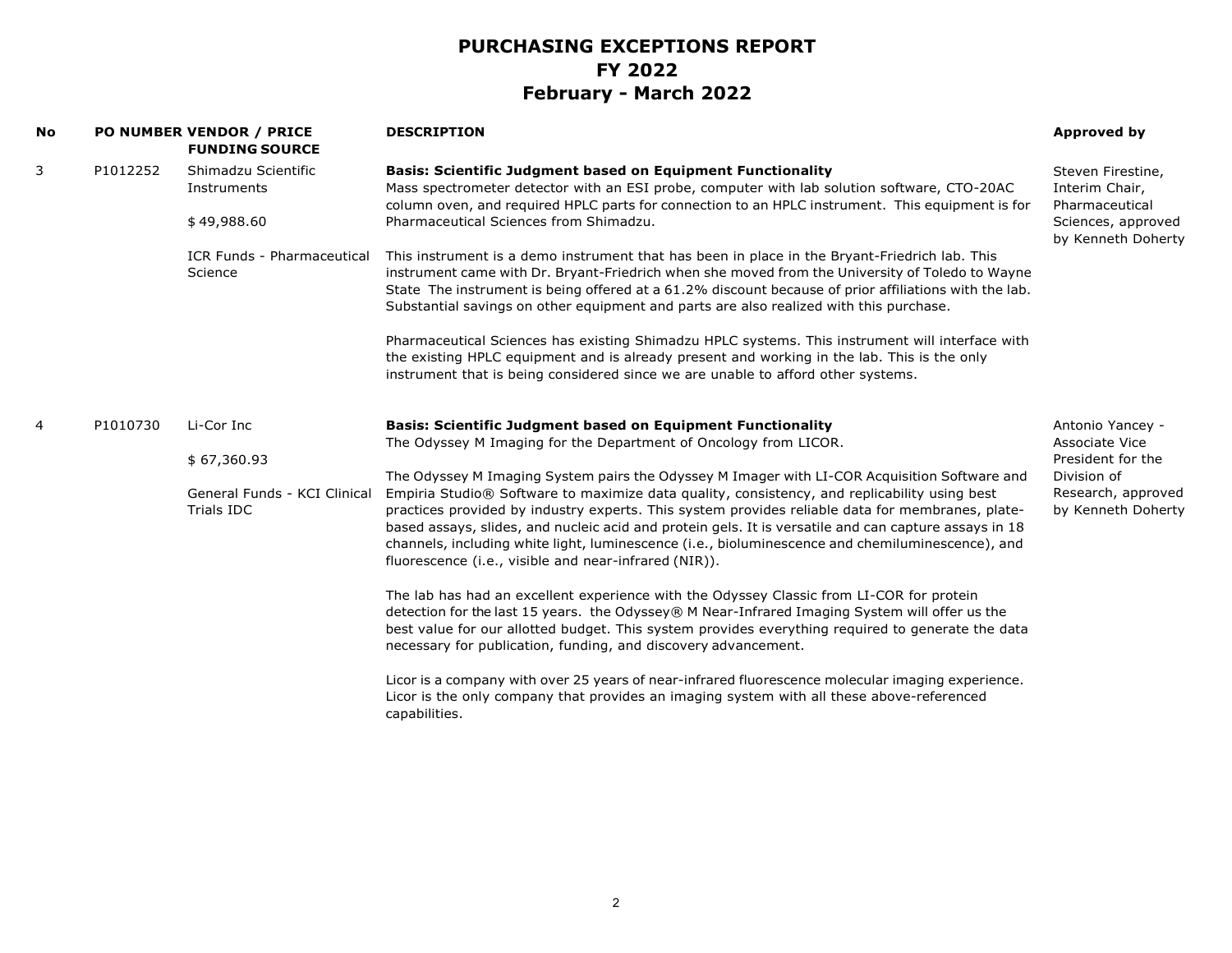# PURCHASING EXCEPTIONS REPORT
# FY 2022
# February - March 2022

| No | PO NUMBER | VENDOR / PRICE FUNDING SOURCE | DESCRIPTION | Approved by |
|---|---|---|---|---|
| 3 | P1012252 | Shimadzu Scientific Instruments<br><br>$ 49,988.60<br><br>ICR Funds - Pharmaceutical Science | **Basis: Scientific Judgment based on Equipment Functionality**<br>Mass spectrometer detector with an ESI probe, computer with lab solution software, CTO-20AC column oven, and required HPLC parts for connection to an HPLC instrument. This equipment is for Pharmaceutical Sciences from Shimadzu.<br><br>This instrument is a demo instrument that has been in place in the Bryant-Friedrich lab. This instrument came with Dr. Bryant-Friedrich when she moved from the University of Toledo to Wayne State The instrument is being offered at a 61.2% discount because of prior affiliations with the lab. Substantial savings on other equipment and parts are also realized with this purchase.<br><br>Pharmaceutical Sciences has existing Shimadzu HPLC systems. This instrument will interface with the existing HPLC equipment and is already present and working in the lab. This is the only instrument that is being considered since we are unable to afford other systems. | Steven Firestine, Interim Chair, Pharmaceutical Sciences, approved by Kenneth Doherty |
| 4 | P1010730 | Li-Cor Inc<br><br>$ 67,360.93<br><br>General Funds - KCI Clinical Trials IDC | **Basis: Scientific Judgment based on Equipment Functionality**<br>The Odyssey M Imaging for the Department of Oncology from LICOR.<br><br>The Odyssey M Imaging System pairs the Odyssey M Imager with LI-COR Acquisition Software and Empiria Studio® Software to maximize data quality, consistency, and replicability using best practices provided by industry experts. This system provides reliable data for membranes, plate-based assays, slides, and nucleic acid and protein gels. It is versatile and can capture assays in 18 channels, including white light, luminescence (i.e., bioluminescence and chemiluminescence), and fluorescence (i.e., visible and near-infrared (NIR)).<br><br>The lab has had an excellent experience with the Odyssey Classic from LI-COR for protein detection for the last 15 years. the Odyssey® M Near-Infrared Imaging System will offer us the best value for our allotted budget. This system provides everything required to generate the data necessary for publication, funding, and discovery advancement.<br><br>Licor is a company with over 25 years of near-infrared fluorescence molecular imaging experience. Licor is the only company that provides an imaging system with all these above-referenced capabilities. | Antonio Yancey - Associate Vice President for the Division of Research, approved by Kenneth Doherty |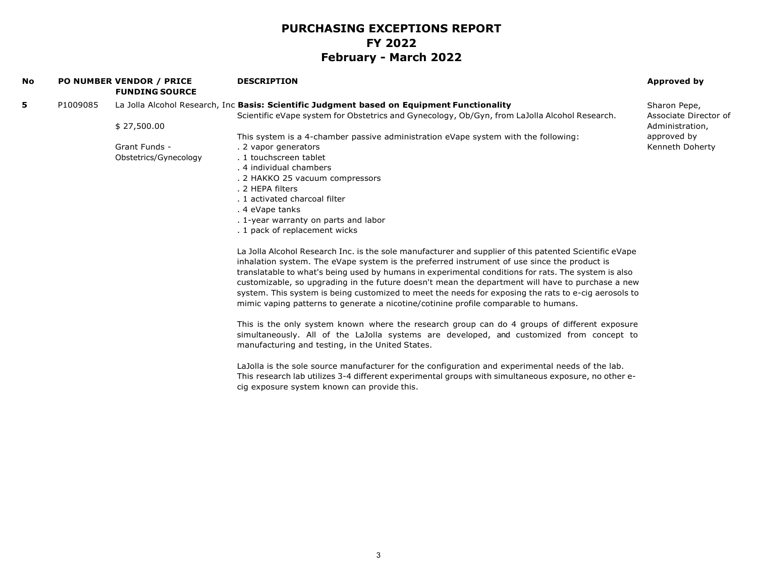# PURCHASING EXCEPTIONS REPORT
## FY 2022
## February - March 2022

| No | PO NUMBER | VENDOR / PRICE FUNDING SOURCE | DESCRIPTION | Approved by |
|---|---|---|---|---|
| **5** | P1009085 | La Jolla Alcohol Research, Inc<br><br>$ 27,500.00<br><br>Grant Funds - Obstetrics/Gynecology | **Basis: Scientific Judgment based on Equipment Functionality**<br>Scientific eVape system for Obstetrics and Gynecology, Ob/Gyn, from LaJolla Alcohol Research.<br><br>This system is a 4-chamber passive administration eVape system with the following:<br>. 2 vapor generators<br>. 1 touchscreen tablet<br>. 4 individual chambers<br>. 2 HAKKO 25 vacuum compressors<br>. 2 HEPA filters<br>. 1 activated charcoal filter<br>. 4 eVape tanks<br>. 1-year warranty on parts and labor<br>. 1 pack of replacement wicks<br><br>La Jolla Alcohol Research Inc. is the sole manufacturer and supplier of this patented Scientific eVape inhalation system. The eVape system is the preferred instrument of use since the product is translatable to what's being used by humans in experimental conditions for rats. The system is also customizable, so upgrading in the future doesn't mean the department will have to purchase a new system. This system is being customized to meet the needs for exposing the rats to e-cig aerosols to mimic vaping patterns to generate a nicotine/cotinine profile comparable to humans.<br><br>This is the only system known where the research group can do 4 groups of different exposure simultaneously. All of the LaJolla systems are developed, and customized from concept to manufacturing and testing, in the United States.<br><br>LaJolla is the sole source manufacturer for the configuration and experimental needs of the lab. This research lab utilizes 3-4 different experimental groups with simultaneous exposure, no other e-cig exposure system known can provide this. | Sharon Pepe, Associate Director of Administration, approved by Kenneth Doherty |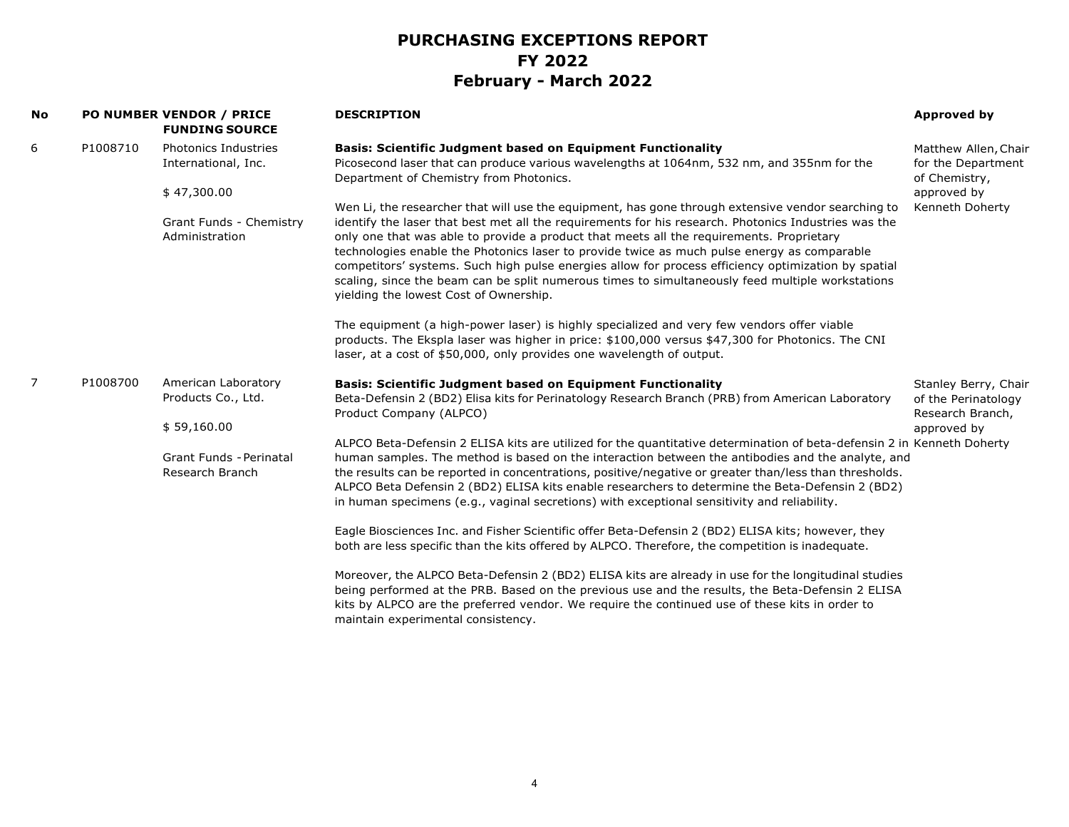# PURCHASING EXCEPTIONS REPORT
## FY 2022
## February - March 2022

| No | PO NUMBER | VENDOR / PRICE FUNDING SOURCE | DESCRIPTION | Approved by |
|---|---|---|---|---|
| 6 | P1008710 | Photonics Industries International, Inc.<br><br>$ 47,300.00<br><br>Grant Funds - Chemistry Administration | **Basis: Scientific Judgment based on Equipment Functionality**<br>Picosecond laser that can produce various wavelengths at 1064nm, 532 nm, and 355nm for the Department of Chemistry from Photonics.<br><br>Wen Li, the researcher that will use the equipment, has gone through extensive vendor searching to identify the laser that best met all the requirements for his research. Photonics Industries was the only one that was able to provide a product that meets all the requirements. Proprietary technologies enable the Photonics laser to provide twice as much pulse energy as comparable competitors' systems. Such high pulse energies allow for process efficiency optimization by spatial scaling, since the beam can be split numerous times to simultaneously feed multiple workstations yielding the lowest Cost of Ownership.<br><br>The equipment (a high-power laser) is highly specialized and very few vendors offer viable products. The Ekspla laser was higher in price: $100,000 versus $47,300 for Photonics. The CNI laser, at a cost of $50,000, only provides one wavelength of output. | Matthew Allen, Chair for the Department of Chemistry, approved by Kenneth Doherty |
| 7 | P1008700 | American Laboratory Products Co., Ltd.<br><br>$ 59,160.00<br><br>Grant Funds - Perinatal Research Branch | **Basis: Scientific Judgment based on Equipment Functionality**<br>Beta-Defensin 2 (BD2) Elisa kits for Perinatology Research Branch (PRB) from American Laboratory Product Company (ALPCO)<br><br>ALPCO Beta-Defensin 2 ELISA kits are utilized for the quantitative determination of beta-defensin 2 in human samples. The method is based on the interaction between the antibodies and the analyte, and the results can be reported in concentrations, positive/negative or greater than/less than thresholds. ALPCO Beta Defensin 2 (BD2) ELISA kits enable researchers to determine the Beta-Defensin 2 (BD2) in human specimens (e.g., vaginal secretions) with exceptional sensitivity and reliability.<br><br>Eagle Biosciences Inc. and Fisher Scientific offer Beta-Defensin 2 (BD2) ELISA kits; however, they both are less specific than the kits offered by ALPCO. Therefore, the competition is inadequate.<br><br>Moreover, the ALPCO Beta-Defensin 2 (BD2) ELISA kits are already in use for the longitudinal studies being performed at the PRB. Based on the previous use and the results, the Beta-Defensin 2 ELISA kits by ALPCO are the preferred vendor. We require the continued use of these kits in order to maintain experimental consistency. | Stanley Berry, Chair of the Perinatology Research Branch, approved by Kenneth Doherty |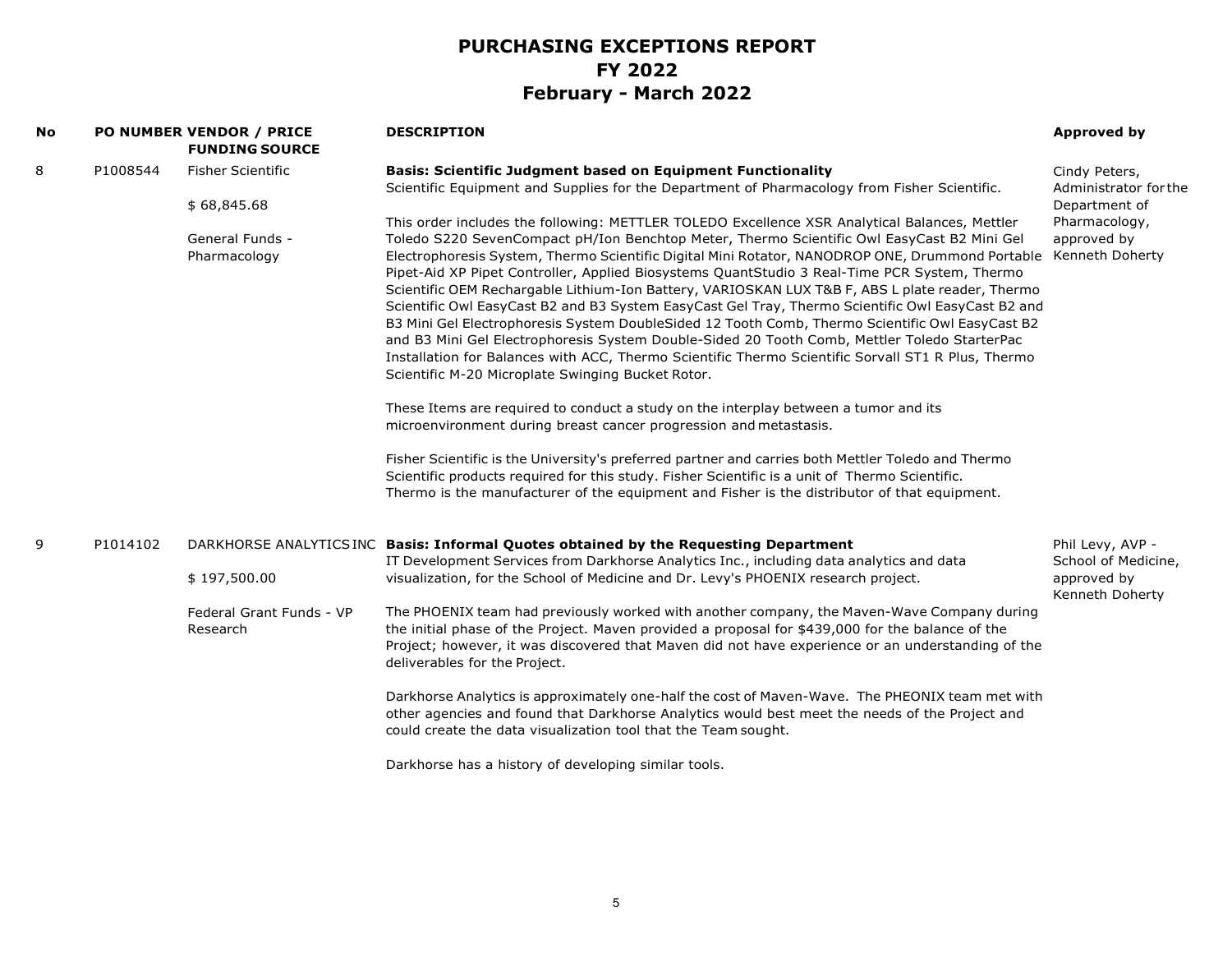# PURCHASING EXCEPTIONS REPORT
## FY 2022
## February - March 2022

| No | PO NUMBER | VENDOR / PRICE FUNDING SOURCE | DESCRIPTION | Approved by |
|---|---|---|---|---|
| 8 | P1008544 | Fisher Scientific<br><br>$ 68,845.68<br><br>General Funds - Pharmacology | **Basis: Scientific Judgment based on Equipment Functionality**<br>Scientific Equipment and Supplies for the Department of Pharmacology from Fisher Scientific.<br><br>This order includes the following: METTLER TOLEDO Excellence XSR Analytical Balances, Mettler Toledo S220 SevenCompact pH/Ion Benchtop Meter, Thermo Scientific Owl EasyCast B2 Mini Gel Electrophoresis System, Thermo Scientific Digital Mini Rotator, NANODROP ONE, Drummond Portable Pipet-Aid XP Pipet Controller, Applied Biosystems QuantStudio 3 Real-Time PCR System, Thermo Scientific OEM Rechargable Lithium-Ion Battery, VARIOSKAN LUX T&B F, ABS L plate reader, Thermo Scientific Owl EasyCast B2 and B3 System EasyCast Gel Tray, Thermo Scientific Owl EasyCast B2 and B3 Mini Gel Electrophoresis System DoubleSided 12 Tooth Comb, Thermo Scientific Owl EasyCast B2 and B3 Mini Gel Electrophoresis System Double-Sided 20 Tooth Comb, Mettler Toledo StarterPac Installation for Balances with ACC, Thermo Scientific Thermo Scientific Sorvall ST1 R Plus, Thermo Scientific M-20 Microplate Swinging Bucket Rotor.<br><br>These Items are required to conduct a study on the interplay between a tumor and its microenvironment during breast cancer progression and metastasis.<br><br>Fisher Scientific is the University's preferred partner and carries both Mettler Toledo and Thermo Scientific products required for this study. Fisher Scientific is a unit of Thermo Scientific. Thermo is the manufacturer of the equipment and Fisher is the distributor of that equipment. | Cindy Peters, Administrator for the Department of Pharmacology, approved by Kenneth Doherty |
| 9 | P1014102 | DARKHORSE ANALYTICS INC<br><br>$ 197,500.00<br><br>Federal Grant Funds - VP Research | **Basis: Informal Quotes obtained by the Requesting Department**<br>IT Development Services from Darkhorse Analytics Inc., including data analytics and data visualization, for the School of Medicine and Dr. Levy's PHOENIX research project.<br><br>The PHOENIX team had previously worked with another company, the Maven-Wave Company during the initial phase of the Project. Maven provided a proposal for $439,000 for the balance of the Project; however, it was discovered that Maven did not have experience or an understanding of the deliverables for the Project.<br><br>Darkhorse Analytics is approximately one-half the cost of Maven-Wave. The PHEONIX team met with other agencies and found that Darkhorse Analytics would best meet the needs of the Project and could create the data visualization tool that the Team sought.<br><br>Darkhorse has a history of developing similar tools. | Phil Levy, AVP - School of Medicine, approved by Kenneth Doherty |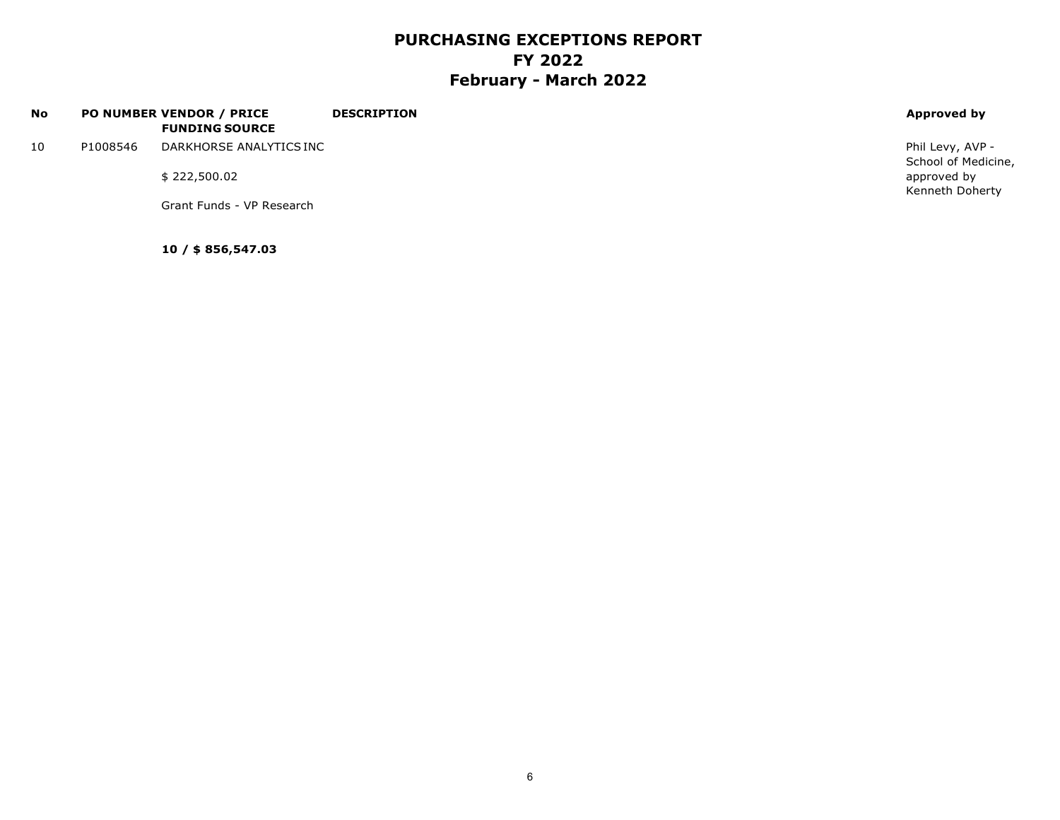# PURCHASING EXCEPTIONS REPORT
## FY 2022
## February - March 2022

| No | PO NUMBER | VENDOR / PRICE<br>FUNDING SOURCE | DESCRIPTION | Approved by |
|---|---|---|---|---|
| 10 | P1008546 | DARKHORSE ANALYTICS INC<br><br>$ 222,500.02<br><br>Grant Funds - VP Research | | Phil Levy, AVP - School of Medicine, approved by Kenneth Doherty |

**10 / $ 856,547.03**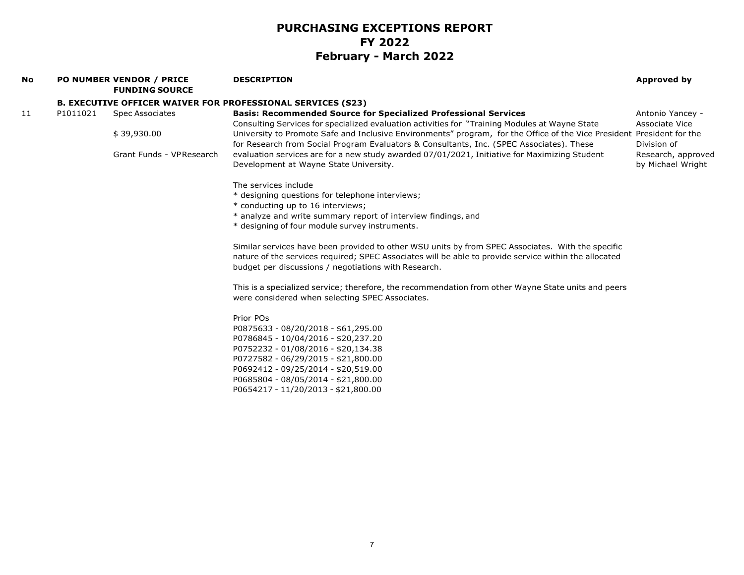# PURCHASING EXCEPTIONS REPORT
# FY 2022
# February - March 2022

| No | PO NUMBER | VENDOR / PRICE<br>FUNDING SOURCE | DESCRIPTION | Approved by |
|---|---|---|---|---|
| | **B. EXECUTIVE OFFICER WAIVER FOR PROFESSIONAL SERVICES (S23)** | | | |
| 11 | P1011021 | Spec Associates<br><br>$ 39,930.00<br><br>Grant Funds - VPResearch | **Basis: Recommended Source for Specialized Professional Services**<br>Consulting Services for specialized evaluation activities for "Training Modules at Wayne State University to Promote Safe and Inclusive Environments" program, for the Office of the Vice President for Research from Social Program Evaluators & Consultants, Inc. (SPEC Associates). These evaluation services are for a new study awarded 07/01/2021, Initiative for Maximizing Student Development at Wayne State University.<br><br>The services include<br>* designing questions for telephone interviews;<br>* conducting up to 16 interviews;<br>* analyze and write summary report of interview findings, and<br>* designing of four module survey instruments.<br><br>Similar services have been provided to other WSU units by from SPEC Associates. With the specific nature of the services required; SPEC Associates will be able to provide service within the allocated budget per discussions / negotiations with Research.<br><br>This is a specialized service; therefore, the recommendation from other Wayne State units and peers were considered when selecting SPEC Associates.<br><br>Prior POs<br>P0875633 - 08/20/2018 - $61,295.00<br>P0786845 - 10/04/2016 - $20,237.20<br>P0752232 - 01/08/2016 - $20,134.38<br>P0727582 - 06/29/2015 - $21,800.00<br>P0692412 - 09/25/2014 - $20,519.00<br>P0685804 - 08/05/2014 - $21,800.00<br>P0654217 - 11/20/2013 - $21,800.00 | Antonio Yancey - Associate Vice President for the Division of Research, approved by Michael Wright |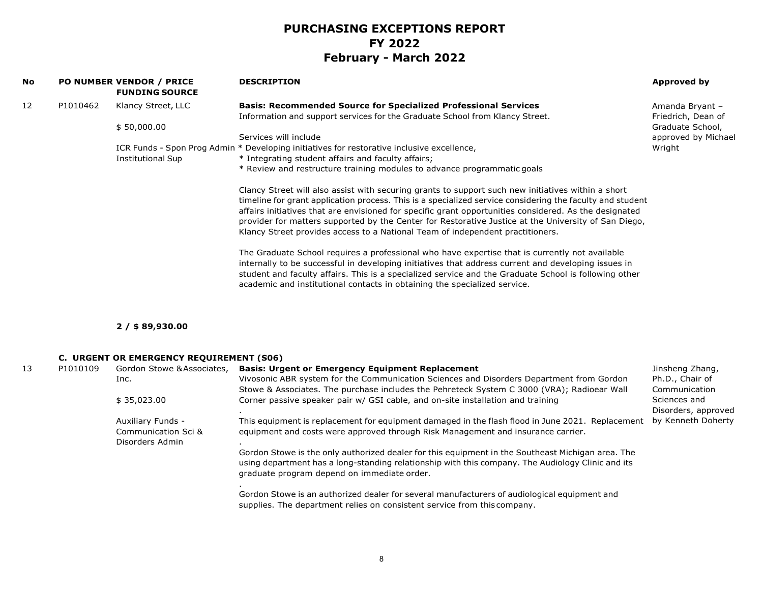# PURCHASING EXCEPTIONS REPORT
# FY 2022
# February - March 2022

| No | PO NUMBER | VENDOR / PRICE FUNDING SOURCE | DESCRIPTION | Approved by |
|---|---|---|---|---|
| 12 | P1010462 | Klancy Street, LLC<br><br>$ 50,000.00<br><br>ICR Funds - Spon Prog Admin Institutional Sup | **Basis: Recommended Source for Specialized Professional Services**<br>Information and support services for the Graduate School from Klancy Street.<br><br>Services will include<br>* Developing initiatives for restorative inclusive excellence,<br>* Integrating student affairs and faculty affairs;<br>* Review and restructure training modules to advance programmatic goals<br><br>Clancy Street will also assist with securing grants to support such new initiatives within a short timeline for grant application process. This is a specialized service considering the faculty and student affairs initiatives that are envisioned for specific grant opportunities considered. As the designated provider for matters supported by the Center for Restorative Justice at the University of San Diego, Klancy Street provides access to a National Team of independent practitioners.<br><br>The Graduate School requires a professional who have expertise that is currently not available internally to be successful in developing initiatives that address current and developing issues in student and faculty affairs. This is a specialized service and the Graduate School is following other academic and institutional contacts in obtaining the specialized service. | Amanda Bryant – Friedrich, Dean of Graduate School, approved by Michael Wright |

**2 / $ 89,930.00**

### C. URGENT OR EMERGENCY REQUIREMENT (S06)

| No | PO NUMBER | VENDOR / PRICE FUNDING SOURCE | DESCRIPTION | Approved by |
|---|---|---|---|---|
| 13 | P1010109 | Gordon Stowe &Associates, Inc.<br><br>$ 35,023.00<br><br>Auxiliary Funds - Communication Sci & Disorders Admin | **Basis: Urgent or Emergency Equipment Replacement**<br>Vivosonic ABR system for the Communication Sciences and Disorders Department from Gordon Stowe & Associates. The purchase includes the Pehreteck System C 3000 (VRA); Radioear Wall Corner passive speaker pair w/ GSI cable, and on-site installation and training<br>.<br>This equipment is replacement for equipment damaged in the flash flood in June 2021. Replacement equipment and costs were approved through Risk Management and insurance carrier.<br>.<br>Gordon Stowe is the only authorized dealer for this equipment in the Southeast Michigan area. The using department has a long-standing relationship with this company. The Audiology Clinic and its graduate program depend on immediate order.<br>.<br>Gordon Stowe is an authorized dealer for several manufacturers of audiological equipment and supplies. The department relies on consistent service from this company. | Jinsheng Zhang, Ph.D., Chair of Communication Sciences and Disorders, approved by Kenneth Doherty |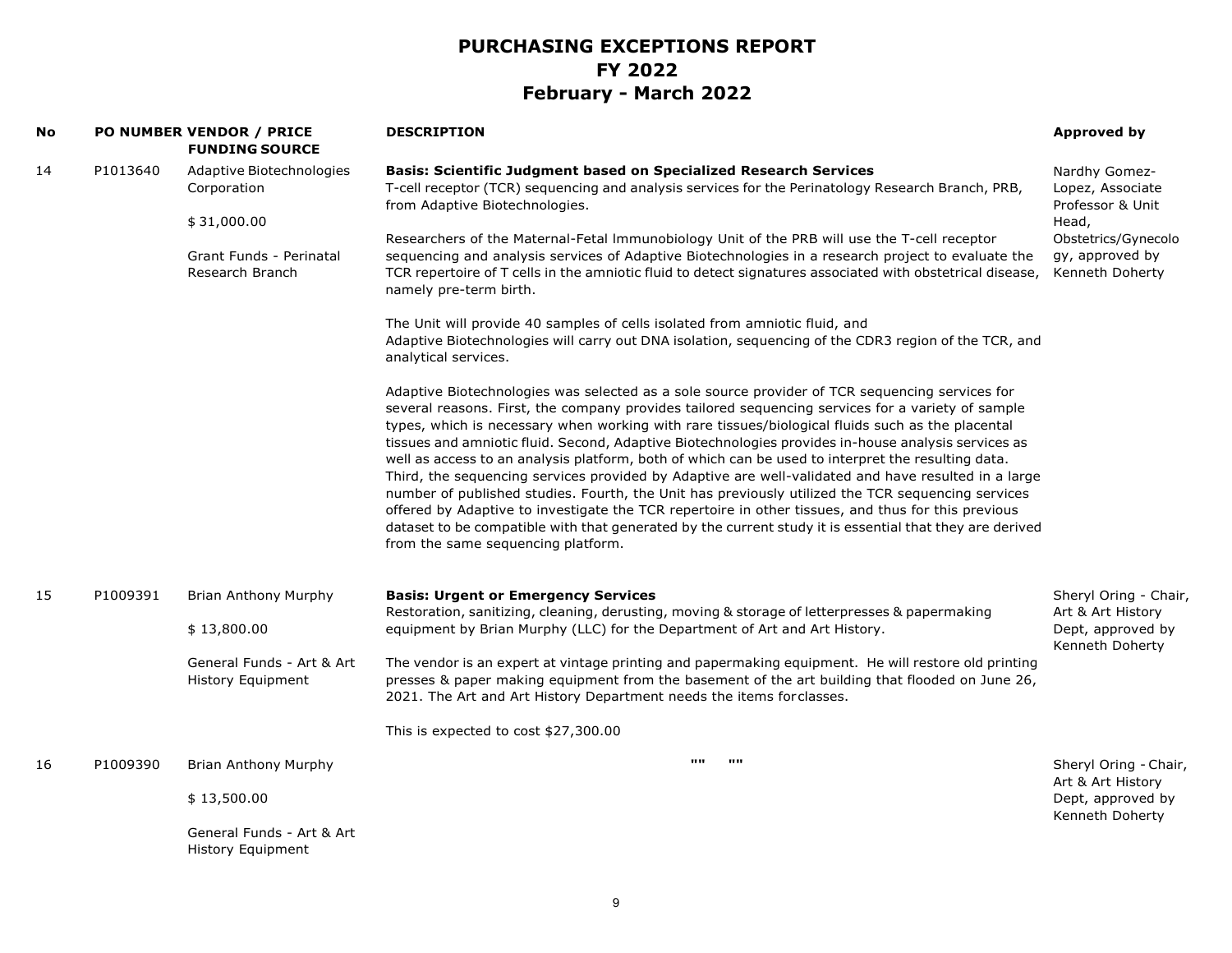# PURCHASING EXCEPTIONS REPORT
## FY 2022
## February - March 2022

| No | PO NUMBER | VENDOR / PRICE FUNDING SOURCE | DESCRIPTION | Approved by |
|---|---|---|---|---|
| 14 | P1013640 | Adaptive Biotechnologies Corporation<br><br>$ 31,000.00<br><br>Grant Funds - Perinatal Research Branch | **Basis: Scientific Judgment based on Specialized Research Services**<br>T-cell receptor (TCR) sequencing and analysis services for the Perinatology Research Branch, PRB, from Adaptive Biotechnologies.<br><br>Researchers of the Maternal-Fetal Immunobiology Unit of the PRB will use the T-cell receptor sequencing and analysis services of Adaptive Biotechnologies in a research project to evaluate the TCR repertoire of T cells in the amniotic fluid to detect signatures associated with obstetrical disease, namely pre-term birth.<br><br>The Unit will provide 40 samples of cells isolated from amniotic fluid, and Adaptive Biotechnologies will carry out DNA isolation, sequencing of the CDR3 region of the TCR, and analytical services.<br><br>Adaptive Biotechnologies was selected as a sole source provider of TCR sequencing services for several reasons. First, the company provides tailored sequencing services for a variety of sample types, which is necessary when working with rare tissues/biological fluids such as the placental tissues and amniotic fluid. Second, Adaptive Biotechnologies provides in-house analysis services as well as access to an analysis platform, both of which can be used to interpret the resulting data. Third, the sequencing services provided by Adaptive are well-validated and have resulted in a large number of published studies. Fourth, the Unit has previously utilized the TCR sequencing services offered by Adaptive to investigate the TCR repertoire in other tissues, and thus for this previous dataset to be compatible with that generated by the current study it is essential that they are derived from the same sequencing platform. | Nardhy Gomez-Lopez, Associate Professor & Unit Head, Obstetrics/Gynecology, approved by Kenneth Doherty |
| 15 | P1009391 | Brian Anthony Murphy<br><br>$ 13,800.00<br><br>General Funds - Art & Art History Equipment | **Basis: Urgent or Emergency Services**<br>Restoration, sanitizing, cleaning, derusting, moving & storage of letterpresses & papermaking equipment by Brian Murphy (LLC) for the Department of Art and Art History.<br><br>The vendor is an expert at vintage printing and papermaking equipment. He will restore old printing presses & paper making equipment from the basement of the art building that flooded on June 26, 2021. The Art and Art History Department needs the items for classes.<br><br>This is expected to cost $27,300.00 | Sheryl Oring - Chair, Art & Art History Dept, approved by Kenneth Doherty |
| 16 | P1009390 | Brian Anthony Murphy<br><br>$ 13,500.00<br><br>General Funds - Art & Art History Equipment | "" "" | Sheryl Oring - Chair, Art & Art History Dept, approved by Kenneth Doherty |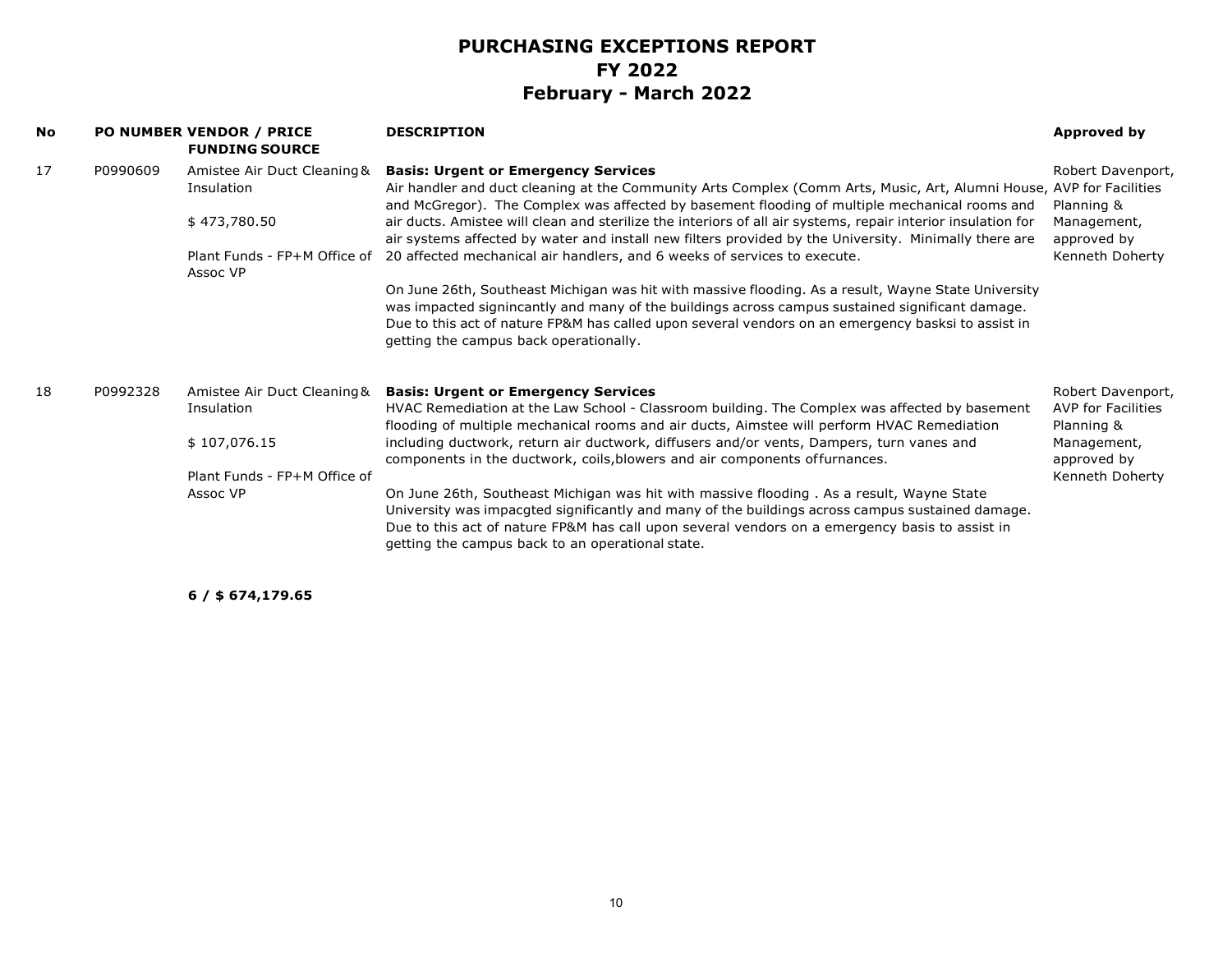# PURCHASING EXCEPTIONS REPORT
# FY 2022
# February - March 2022

| No | PO NUMBER | VENDOR / PRICE FUNDING SOURCE | DESCRIPTION | Approved by |
|---|---|---|---|---|
| 17 | P0990609 | Amistee Air Duct Cleaning & Insulation<br><br>$ 473,780.50<br><br>Plant Funds - FP+M Office of Assoc VP | **Basis: Urgent or Emergency Services**<br>Air handler and duct cleaning at the Community Arts Complex (Comm Arts, Music, Art, Alumni House, and McGregor). The Complex was affected by basement flooding of multiple mechanical rooms and air ducts. Amistee will clean and sterilize the interiors of all air systems, repair interior insulation for air systems affected by water and install new filters provided by the University. Minimally there are 20 affected mechanical air handlers, and 6 weeks of services to execute.<br><br>On June 26th, Southeast Michigan was hit with massive flooding. As a result, Wayne State University was impacted signincantly and many of the buildings across campus sustained significant damage. Due to this act of nature FP&M has called upon several vendors on an emergency basksi to assist in getting the campus back operationally. | Robert Davenport, AVP for Facilities Planning & Management, approved by Kenneth Doherty |
| 18 | P0992328 | Amistee Air Duct Cleaning & Insulation<br><br>$ 107,076.15<br><br>Plant Funds - FP+M Office of Assoc VP | **Basis: Urgent or Emergency Services**<br>HVAC Remediation at the Law School - Classroom building. The Complex was affected by basement flooding of multiple mechanical rooms and air ducts, Aimstee will perform HVAC Remediation including ductwork, return air ductwork, diffusers and/or vents, Dampers, turn vanes and components in the ductwork, coils,blowers and air components offurnances.<br><br>On June 26th, Southeast Michigan was hit with massive flooding . As a result, Wayne State University was impacgted significantly and many of the buildings across campus sustained damage. Due to this act of nature FP&M has call upon several vendors on a emergency basis to assist in getting the campus back to an operational state. | Robert Davenport, AVP for Facilities Planning & Management, approved by Kenneth Doherty |

**6 / $ 674,179.65**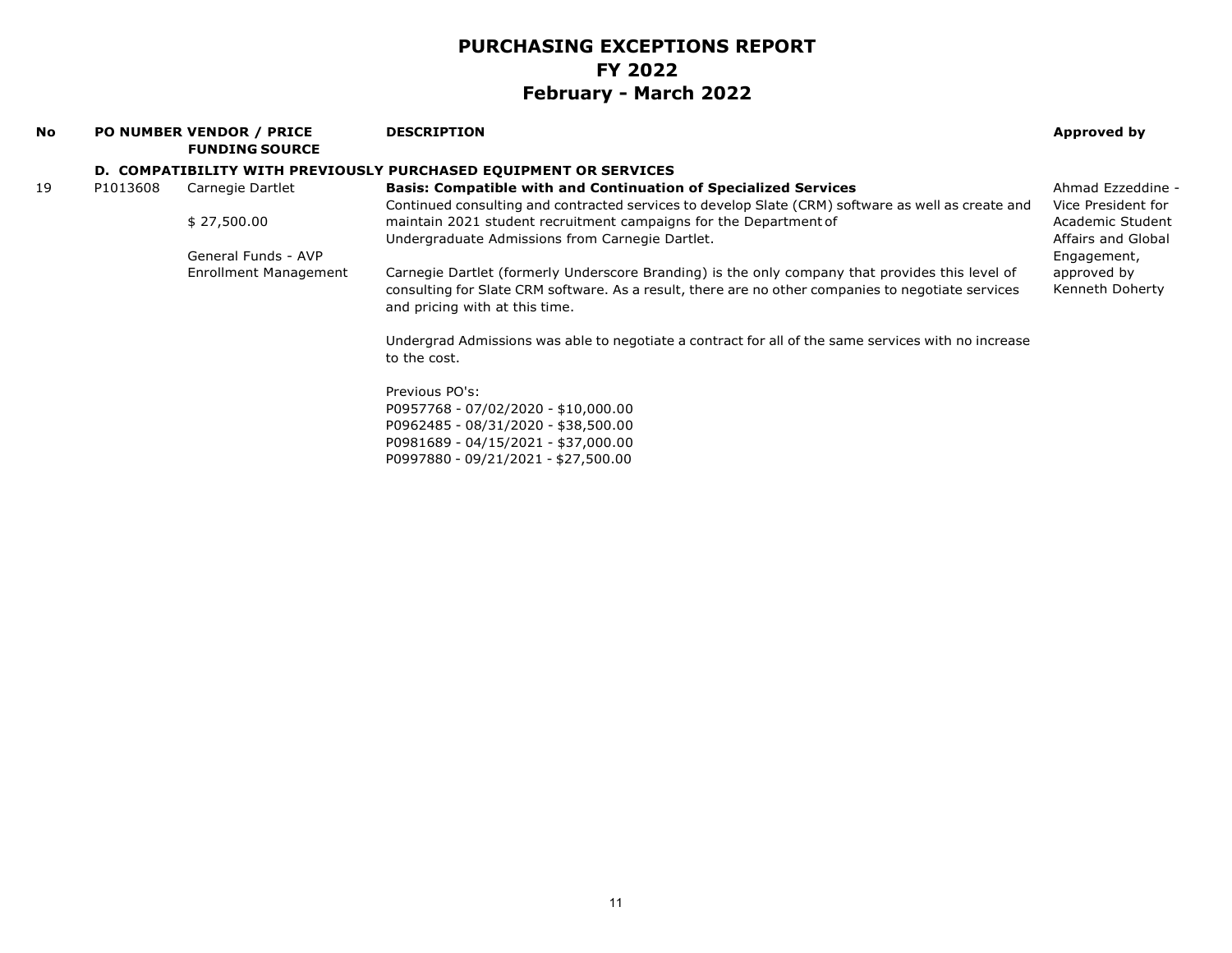# PURCHASING EXCEPTIONS REPORT
## FY 2022
## February - March 2022

| No | PO NUMBER | VENDOR / PRICE FUNDING SOURCE | DESCRIPTION | Approved by |
|---|---|---|---|---|
| | **D. COMPATIBILITY WITH PREVIOUSLY PURCHASED EQUIPMENT OR SERVICES** | | | |
| 19 | P1013608 | Carnegie Dartlet<br><br>$ 27,500.00<br><br>General Funds - AVP Enrollment Management | **Basis: Compatible with and Continuation of Specialized Services**<br>Continued consulting and contracted services to develop Slate (CRM) software as well as create and maintain 2021 student recruitment campaigns for the Department of Undergraduate Admissions from Carnegie Dartlet.<br><br>Carnegie Dartlet (formerly Underscore Branding) is the only company that provides this level of consulting for Slate CRM software. As a result, there are no other companies to negotiate services and pricing with at this time.<br><br>Undergrad Admissions was able to negotiate a contract for all of the same services with no increase to the cost.<br><br>Previous PO's:<br>P0957768 - 07/02/2020 - $10,000.00<br>P0962485 - 08/31/2020 - $38,500.00<br>P0981689 - 04/15/2021 - $37,000.00<br>P0997880 - 09/21/2021 - $27,500.00 | Ahmad Ezzeddine - Vice President for Academic Student Affairs and Global Engagement, approved by Kenneth Doherty |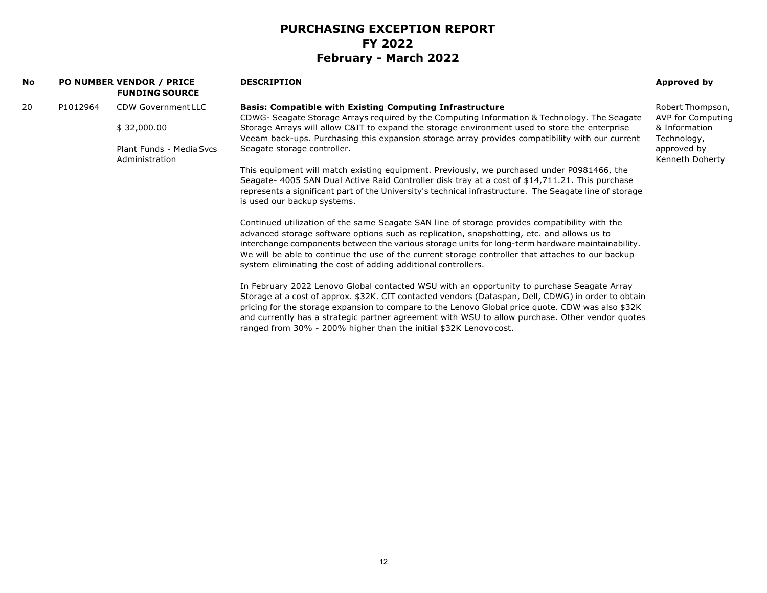# PURCHASING EXCEPTION REPORT
## FY 2022
## February - March 2022

| No | PO NUMBER | VENDOR / PRICE<br>FUNDING SOURCE | DESCRIPTION | Approved by |
|---|---|---|---|---|
| 20 | P1012964 | CDW Government LLC<br><br>$ 32,000.00<br><br>Plant Funds - Media Svcs Administration | **Basis: Compatible with Existing Computing Infrastructure**<br>CDWG- Seagate Storage Arrays required by the Computing Information & Technology. The Seagate Storage Arrays will allow C&IT to expand the storage environment used to store the enterprise Veeam back-ups. Purchasing this expansion storage array provides compatibility with our current Seagate storage controller.<br><br>This equipment will match existing equipment. Previously, we purchased under P0981466, the Seagate- 4005 SAN Dual Active Raid Controller disk tray at a cost of $14,711.21. This purchase represents a significant part of the University's technical infrastructure. The Seagate line of storage is used our backup systems.<br><br>Continued utilization of the same Seagate SAN line of storage provides compatibility with the advanced storage software options such as replication, snapshotting, etc. and allows us to interchange components between the various storage units for long-term hardware maintainability. We will be able to continue the use of the current storage controller that attaches to our backup system eliminating the cost of adding additional controllers.<br><br>In February 2022 Lenovo Global contacted WSU with an opportunity to purchase Seagate Array Storage at a cost of approx. $32K. CIT contacted vendors (Dataspan, Dell, CDWG) in order to obtain pricing for the storage expansion to compare to the Lenovo Global price quote. CDW was also $32K and currently has a strategic partner agreement with WSU to allow purchase. Other vendor quotes ranged from 30% - 200% higher than the initial $32K Lenovo cost. | Robert Thompson, AVP for Computing & Information Technology, approved by Kenneth Doherty |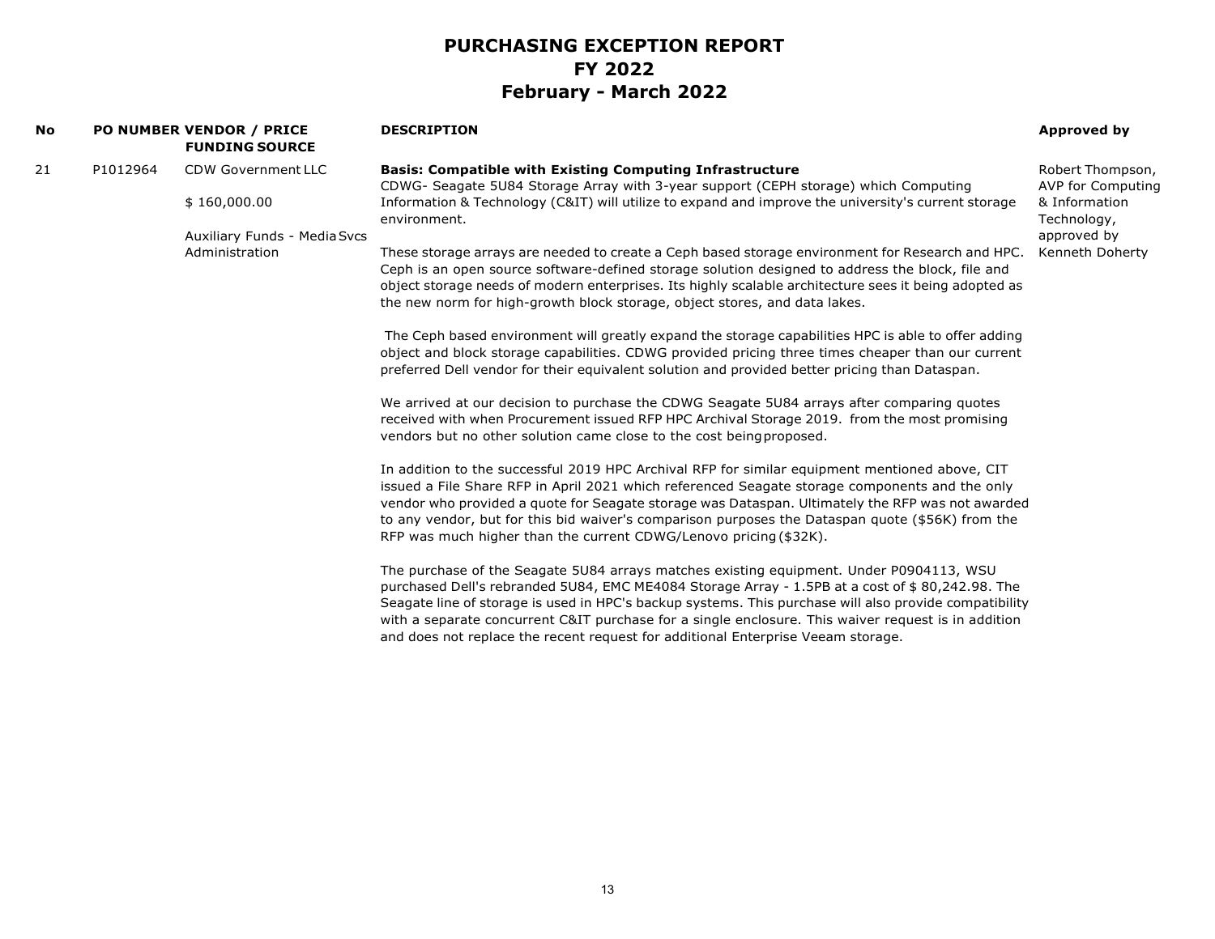# PURCHASING EXCEPTION REPORT
## FY 2022
## February - March 2022

| No | PO NUMBER | VENDOR / PRICE FUNDING SOURCE | DESCRIPTION | Approved by |
|---|---|---|---|---|
| 21 | P1012964 | CDW Government LLC<br><br>$ 160,000.00<br><br>Auxiliary Funds - Media Svcs Administration | **Basis: Compatible with Existing Computing Infrastructure**<br>CDWG- Seagate 5U84 Storage Array with 3-year support (CEPH storage) which Computing Information & Technology (C&IT) will utilize to expand and improve the university's current storage environment.<br><br>These storage arrays are needed to create a Ceph based storage environment for Research and HPC. Ceph is an open source software-defined storage solution designed to address the block, file and object storage needs of modern enterprises. Its highly scalable architecture sees it being adopted as the new norm for high-growth block storage, object stores, and data lakes.<br><br>The Ceph based environment will greatly expand the storage capabilities HPC is able to offer adding object and block storage capabilities. CDWG provided pricing three times cheaper than our current preferred Dell vendor for their equivalent solution and provided better pricing than Dataspan.<br><br>We arrived at our decision to purchase the CDWG Seagate 5U84 arrays after comparing quotes received with when Procurement issued RFP HPC Archival Storage 2019. from the most promising vendors but no other solution came close to the cost being proposed.<br><br>In addition to the successful 2019 HPC Archival RFP for similar equipment mentioned above, CIT issued a File Share RFP in April 2021 which referenced Seagate storage components and the only vendor who provided a quote for Seagate storage was Dataspan. Ultimately the RFP was not awarded to any vendor, but for this bid waiver's comparison purposes the Dataspan quote ($56K) from the RFP was much higher than the current CDWG/Lenovo pricing ($32K).<br><br>The purchase of the Seagate 5U84 arrays matches existing equipment. Under P0904113, WSU purchased Dell's rebranded 5U84, EMC ME4084 Storage Array - 1.5PB at a cost of $ 80,242.98. The Seagate line of storage is used in HPC's backup systems. This purchase will also provide compatibility with a separate concurrent C&IT purchase for a single enclosure. This waiver request is in addition and does not replace the recent request for additional Enterprise Veeam storage. | Robert Thompson, AVP for Computing & Information Technology, approved by Kenneth Doherty |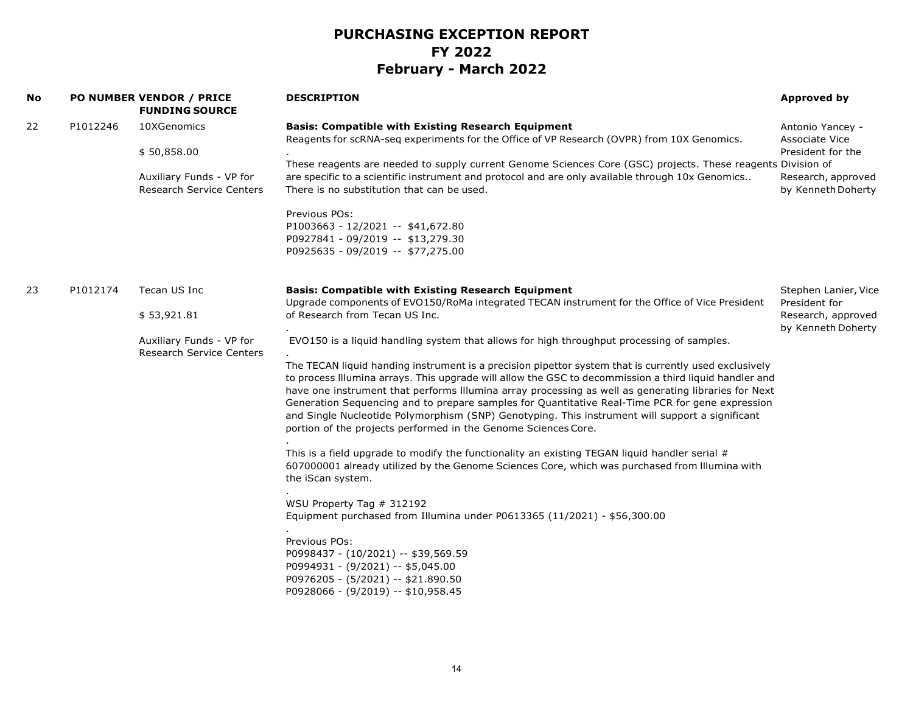# PURCHASING EXCEPTION REPORT
## FY 2022
## February - March 2022

| No | PO NUMBER | VENDOR / PRICE FUNDING SOURCE | DESCRIPTION | Approved by |
|---|---|---|---|---|
| 22 | P1012246 | 10XGenomics<br><br>$ 50,858.00<br><br>Auxiliary Funds - VP for Research Service Centers | **Basis: Compatible with Existing Research Equipment**<br>Reagents for scRNA-seq experiments for the Office of VP Research (OVPR) from 10X Genomics.<br>.<br>These reagents are needed to supply current Genome Sciences Core (GSC) projects. These reagents are specific to a scientific instrument and protocol and are only available through 10x Genomics.. There is no substitution that can be used.<br><br>Previous POs:<br>P1003663 - 12/2021 -- $41,672.80<br>P0927841 - 09/2019 -- $13,279.30<br>P0925635 - 09/2019 -- $77,275.00 | Antonio Yancey - Associate Vice President for the Division of Research, approved by Kenneth Doherty |
| 23 | P1012174 | Tecan US Inc<br><br>$ 53,921.81<br><br>Auxiliary Funds - VP for Research Service Centers | **Basis: Compatible with Existing Research Equipment**<br>Upgrade components of EVO150/RoMa integrated TECAN instrument for the Office of Vice President of Research from Tecan US Inc.<br>.<br>EVO150 is a liquid handling system that allows for high throughput processing of samples.<br>.<br>The TECAN liquid handing instrument is a precision pipettor system that is currently used exclusively to process Illumina arrays. This upgrade will allow the GSC to decommission a third liquid handler and have one instrument that performs Illumina array processing as well as generating libraries for Next Generation Sequencing and to prepare samples for Quantitative Real-Time PCR for gene expression and Single Nucleotide Polymorphism (SNP) Genotyping. This instrument will support a significant portion of the projects performed in the Genome Sciences Core.<br>.<br>This is a field upgrade to modify the functionality an existing TEGAN liquid handler serial # 607000001 already utilized by the Genome Sciences Core, which was purchased from Illumina with the iScan system.<br>.<br>WSU Property Tag # 312192<br>Equipment purchased from Illumina under P0613365 (11/2021) - $56,300.00<br>.<br>Previous POs:<br>P0998437 - (10/2021) -- $39,569.59<br>P0994931 - (9/2021) -- $5,045.00<br>P0976205 - (5/2021) -- $21.890.50<br>P0928066 - (9/2019) -- $10,958.45 | Stephen Lanier, Vice President for Research, approved by Kenneth Doherty |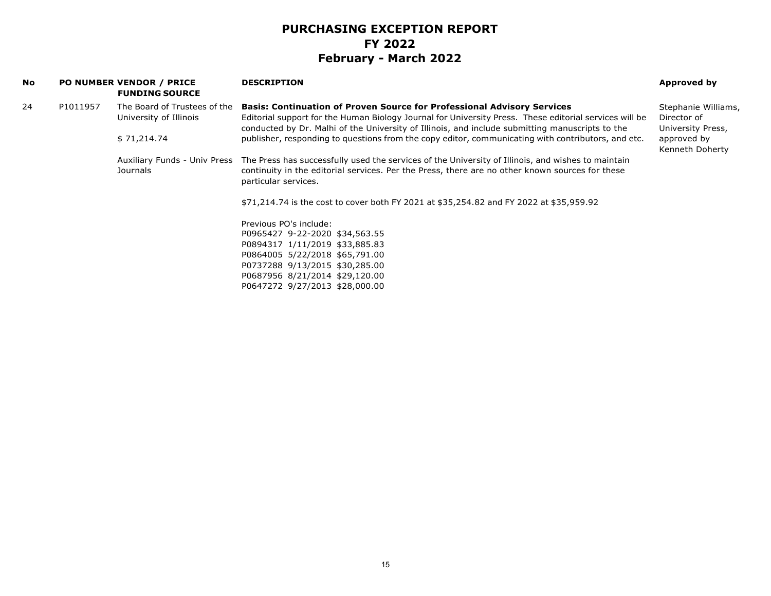# PURCHASING EXCEPTION REPORT
## FY 2022
## February - March 2022

| No | PO NUMBER | VENDOR / PRICE FUNDING SOURCE | DESCRIPTION | Approved by |
|---|---|---|---|---|
| 24 | P1011957 | The Board of Trustees of the University of Illinois<br><br>$ 71,214.74<br><br>Auxiliary Funds - Univ Press Journals | **Basis: Continuation of Proven Source for Professional Advisory Services**<br>Editorial support for the Human Biology Journal for University Press. These editorial services will be conducted by Dr. Malhi of the University of Illinois, and include submitting manuscripts to the publisher, responding to questions from the copy editor, communicating with contributors, and etc.<br><br>The Press has successfully used the services of the University of Illinois, and wishes to maintain continuity in the editorial services. Per the Press, there are no other known sources for these particular services.<br><br>$71,214.74 is the cost to cover both FY 2021 at $35,254.82 and FY 2022 at $35,959.92<br><br>Previous PO's include:<br>P0965427 9-22-2020 $34,563.55<br>P0894317 1/11/2019 $33,885.83<br>P0864005 5/22/2018 $65,791.00<br>P0737288 9/13/2015 $30,285.00<br>P0687956 8/21/2014 $29,120.00<br>P0647272 9/27/2013 $28,000.00 | Stephanie Williams, Director of University Press, approved by Kenneth Doherty |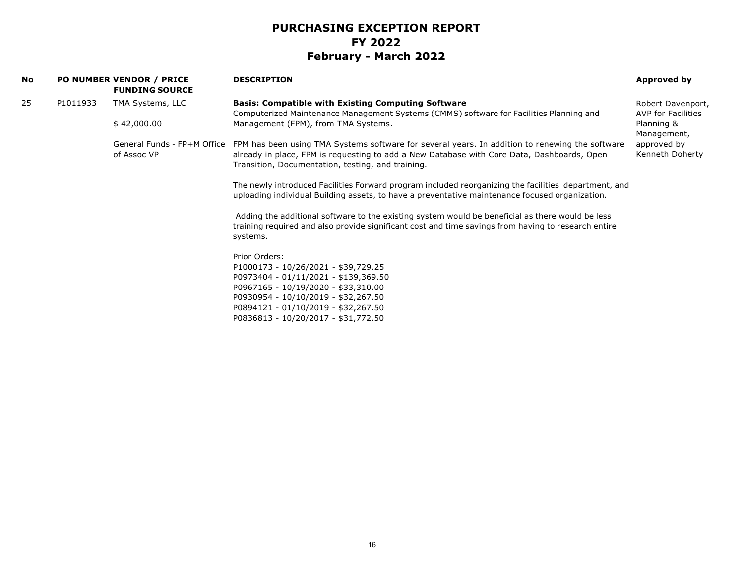# PURCHASING EXCEPTION REPORT
## FY 2022
## February - March 2022

| No | PO NUMBER | VENDOR / PRICE<br>FUNDING SOURCE | DESCRIPTION | Approved by |
|---|---|---|---|---|
| 25 | P1011933 | TMA Systems, LLC<br><br>$ 42,000.00<br><br>General Funds - FP+M Office of Assoc VP | **Basis: Compatible with Existing Computing Software**<br>Computerized Maintenance Management Systems (CMMS) software for Facilities Planning and Management (FPM), from TMA Systems.<br><br>FPM has been using TMA Systems software for several years. In addition to renewing the software already in place, FPM is requesting to add a New Database with Core Data, Dashboards, Open Transition, Documentation, testing, and training.<br><br>The newly introduced Facilities Forward program included reorganizing the facilities department, and uploading individual Building assets, to have a preventative maintenance focused organization.<br><br>Adding the additional software to the existing system would be beneficial as there would be less training required and also provide significant cost and time savings from having to research entire systems.<br><br>Prior Orders:<br>P1000173 - 10/26/2021 - $39,729.25<br>P0973404 - 01/11/2021 - $139,369.50<br>P0967165 - 10/19/2020 - $33,310.00<br>P0930954 - 10/10/2019 - $32,267.50<br>P0894121 - 01/10/2019 - $32,267.50<br>P0836813 - 10/20/2017 - $31,772.50 | Robert Davenport, AVP for Facilities Planning & Management, approved by Kenneth Doherty |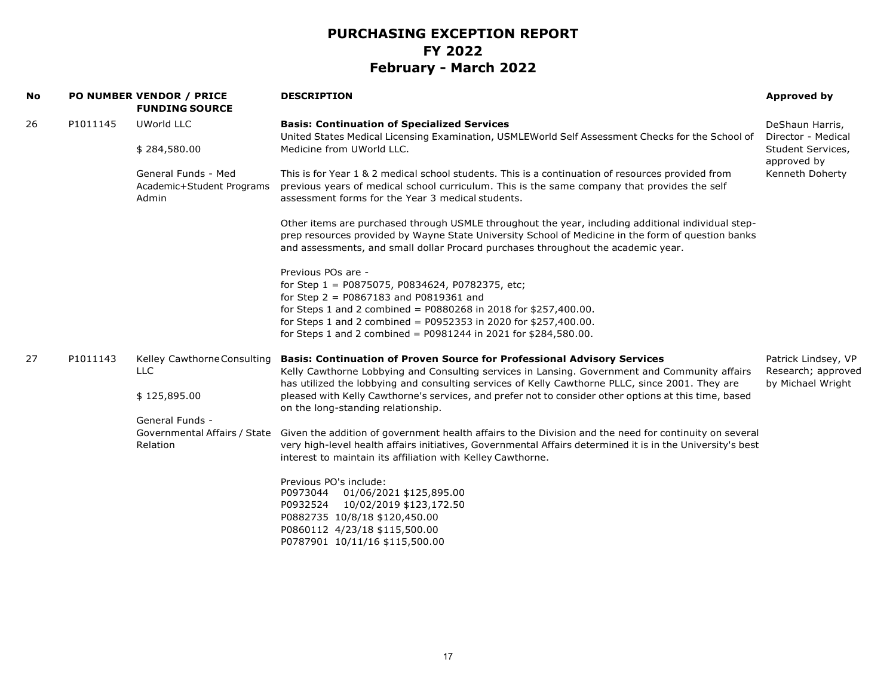# PURCHASING EXCEPTION REPORT
## FY 2022
## February - March 2022

| No | PO NUMBER | VENDOR / PRICE<br>FUNDING SOURCE | DESCRIPTION | Approved by |
|---|---|---|---|---|
| 26 | P1011145 | UWorld LLC<br><br>$ 284,580.00<br><br>General Funds - Med Academic+Student Programs Admin | **Basis: Continuation of Specialized Services**<br>United States Medical Licensing Examination, USMLEWorld Self Assessment Checks for the School of Medicine from UWorld LLC.<br><br>This is for Year 1 & 2 medical school students. This is a continuation of resources provided from previous years of medical school curriculum. This is the same company that provides the self assessment forms for the Year 3 medical students.<br><br>Other items are purchased through USMLE throughout the year, including additional individual step-prep resources provided by Wayne State University School of Medicine in the form of question banks and assessments, and small dollar Procard purchases throughout the academic year.<br><br>Previous POs are -<br>for Step 1 = P0875075, P0834624, P0782375, etc;<br>for Step 2 = P0867183 and P0819361 and<br>for Steps 1 and 2 combined = P0880268 in 2018 for $257,400.00.<br>for Steps 1 and 2 combined = P0952353 in 2020 for $257,400.00.<br>for Steps 1 and 2 combined = P0981244 in 2021 for $284,580.00. | DeShaun Harris, Director - Medical Student Services, approved by Kenneth Doherty |
| 27 | P1011143 | Kelley Cawthorne Consulting LLC<br><br>$ 125,895.00<br><br>General Funds - Governmental Affairs / State Relation | **Basis: Continuation of Proven Source for Professional Advisory Services**<br>Kelly Cawthorne Lobbying and Consulting services in Lansing. Government and Community affairs has utilized the lobbying and consulting services of Kelly Cawthorne PLLC, since 2001. They are pleased with Kelly Cawthorne's services, and prefer not to consider other options at this time, based on the long-standing relationship.<br><br>Given the addition of government health affairs to the Division and the need for continuity on several very high-level health affairs initiatives, Governmental Affairs determined it is in the University's best interest to maintain its affiliation with Kelley Cawthorne.<br><br>Previous PO's include:<br>P0973044 01/06/2021 $125,895.00<br>P0932524 10/02/2019 $123,172.50<br>P0882735 10/8/18 $120,450.00<br>P0860112 4/23/18 $115,500.00<br>P0787901 10/11/16 $115,500.00 | Patrick Lindsey, VP Research; approved by Michael Wright |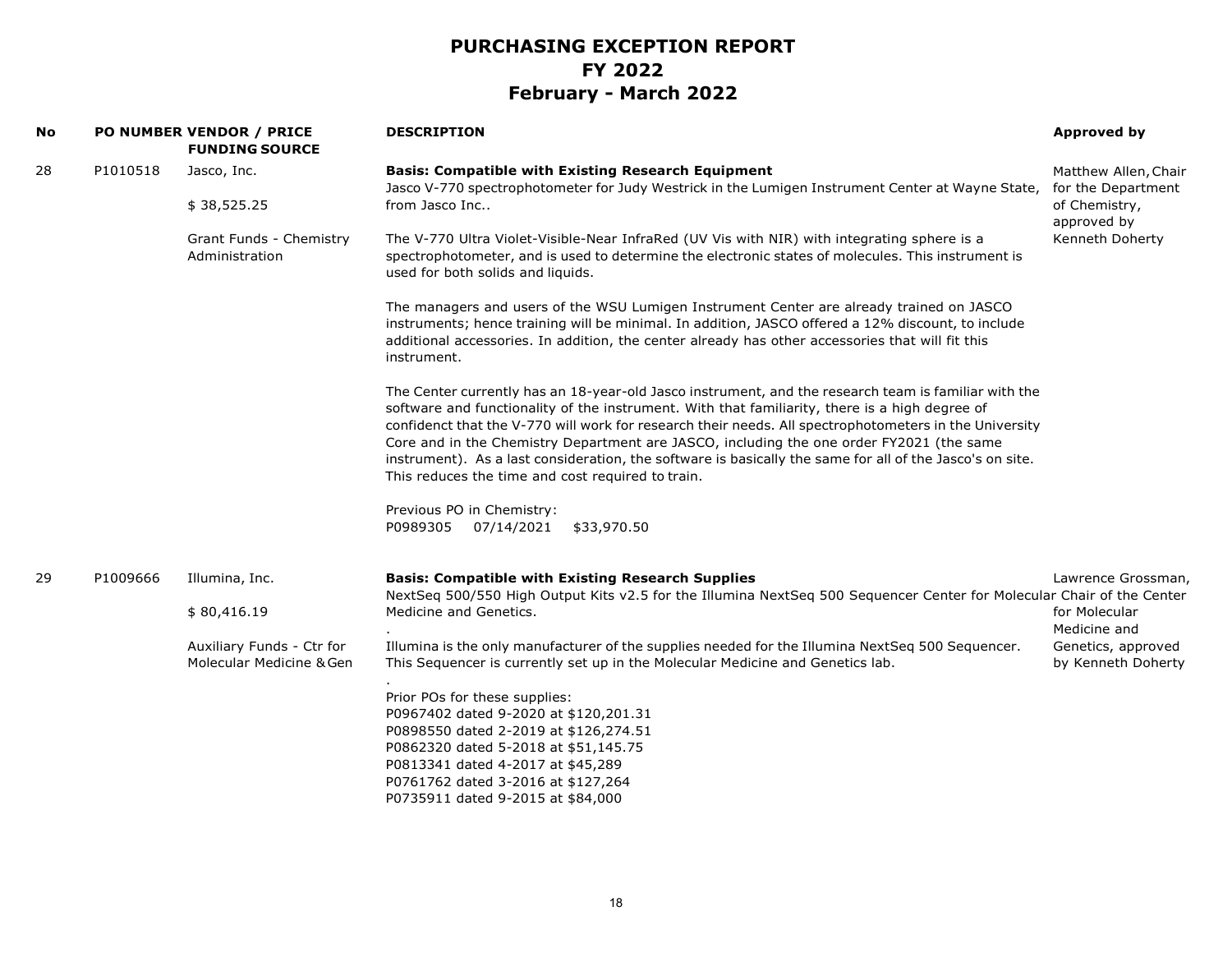# PURCHASING EXCEPTION REPORT
## FY 2022
## February - March 2022

| No | PO NUMBER | VENDOR / PRICE FUNDING SOURCE | DESCRIPTION | Approved by |
|---|---|---|---|---|
| 28 | P1010518 | Jasco, Inc.<br><br>$ 38,525.25<br><br>Grant Funds - Chemistry Administration | **Basis: Compatible with Existing Research Equipment**<br>Jasco V-770 spectrophotometer for Judy Westrick in the Lumigen Instrument Center at Wayne State, from Jasco Inc..<br><br>The V-770 Ultra Violet-Visible-Near InfraRed (UV Vis with NIR) with integrating sphere is a spectrophotometer, and is used to determine the electronic states of molecules. This instrument is used for both solids and liquids.<br><br>The managers and users of the WSU Lumigen Instrument Center are already trained on JASCO instruments; hence training will be minimal. In addition, JASCO offered a 12% discount, to include additional accessories. In addition, the center already has other accessories that will fit this instrument.<br><br>The Center currently has an 18-year-old Jasco instrument, and the research team is familiar with the software and functionality of the instrument. With that familiarity, there is a high degree of confidenct that the V-770 will work for research their needs. All spectrophotometers in the University Core and in the Chemistry Department are JASCO, including the one order FY2021 (the same instrument). As a last consideration, the software is basically the same for all of the Jasco's on site. This reduces the time and cost required to train.<br><br>Previous PO in Chemistry:<br>P0989305 07/14/2021 $33,970.50 | Matthew Allen, Chair for the Department of Chemistry, approved by Kenneth Doherty |
| 29 | P1009666 | Illumina, Inc.<br><br>$ 80,416.19<br><br>Auxiliary Funds - Ctr for Molecular Medicine & Gen | **Basis: Compatible with Existing Research Supplies**<br>NextSeq 500/550 High Output Kits v2.5 for the Illumina NextSeq 500 Sequencer Center for Molecular Medicine and Genetics.<br>.<br>Illumina is the only manufacturer of the supplies needed for the Illumina NextSeq 500 Sequencer. This Sequencer is currently set up in the Molecular Medicine and Genetics lab.<br>.<br>Prior POs for these supplies:<br>P0967402 dated 9-2020 at $120,201.31<br>P0898550 dated 2-2019 at $126,274.51<br>P0862320 dated 5-2018 at $51,145.75<br>P0813341 dated 4-2017 at $45,289<br>P0761762 dated 3-2016 at $127,264<br>P0735911 dated 9-2015 at $84,000 | Lawrence Grossman, Chair of the Center for Molecular Medicine and Genetics, approved by Kenneth Doherty |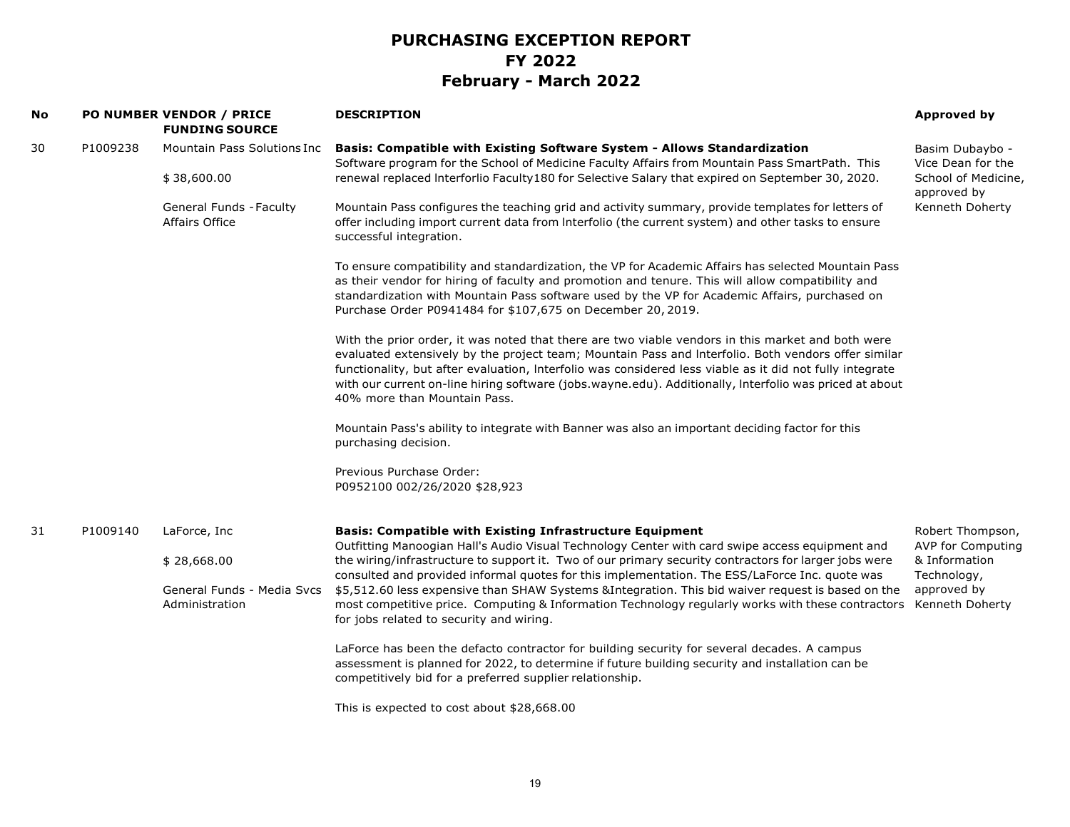# PURCHASING EXCEPTION REPORT
# FY 2022
# February - March 2022

| No | PO NUMBER | VENDOR / PRICE FUNDING SOURCE | DESCRIPTION | Approved by |
|---|---|---|---|---|
| 30 | P1009238 | Mountain Pass Solutions Inc<br><br>$ 38,600.00<br><br>General Funds - Faculty Affairs Office | **Basis: Compatible with Existing Software System - Allows Standardization**<br>Software program for the School of Medicine Faculty Affairs from Mountain Pass SmartPath. This renewal replaced lnterforlio Faculty180 for Selective Salary that expired on September 30, 2020.<br><br>Mountain Pass configures the teaching grid and activity summary, provide templates for letters of offer including import current data from lnterfolio (the current system) and other tasks to ensure successful integration.<br><br>To ensure compatibility and standardization, the VP for Academic Affairs has selected Mountain Pass as their vendor for hiring of faculty and promotion and tenure. This will allow compatibility and standardization with Mountain Pass software used by the VP for Academic Affairs, purchased on Purchase Order P0941484 for $107,675 on December 20, 2019.<br><br>With the prior order, it was noted that there are two viable vendors in this market and both were evaluated extensively by the project team; Mountain Pass and lnterfolio. Both vendors offer similar functionality, but after evaluation, lnterfolio was considered less viable as it did not fully integrate with our current on-line hiring software (jobs.wayne.edu). Additionally, lnterfolio was priced at about 40% more than Mountain Pass.<br><br>Mountain Pass's ability to integrate with Banner was also an important deciding factor for this purchasing decision.<br><br>Previous Purchase Order:<br>P0952100 002/26/2020 $28,923 | Basim Dubaybo - Vice Dean for the School of Medicine, approved by Kenneth Doherty |
| 31 | P1009140 | LaForce, Inc<br><br>$ 28,668.00<br><br>General Funds - Media Svcs Administration | **Basis: Compatible with Existing Infrastructure Equipment**<br>Outfitting Manoogian Hall's Audio Visual Technology Center with card swipe access equipment and the wiring/infrastructure to support it. Two of our primary security contractors for larger jobs were consulted and provided informal quotes for this implementation. The ESS/LaForce Inc. quote was $5,512.60 less expensive than SHAW Systems &Integration. This bid waiver request is based on the most competitive price. Computing & Information Technology regularly works with these contractors for jobs related to security and wiring.<br><br>LaForce has been the defacto contractor for building security for several decades. A campus assessment is planned for 2022, to determine if future building security and installation can be competitively bid for a preferred supplier relationship.<br><br>This is expected to cost about $28,668.00 | Robert Thompson, AVP for Computing & Information Technology, approved by Kenneth Doherty |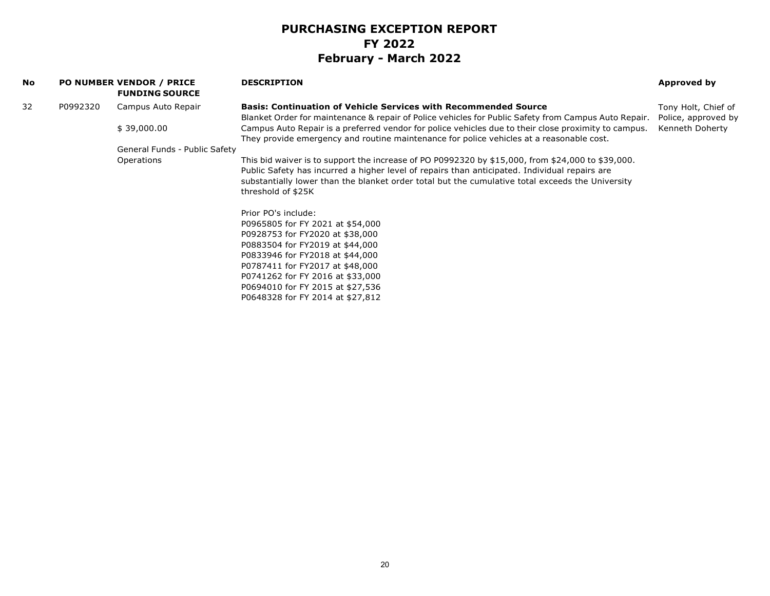# PURCHASING EXCEPTION REPORT
# FY 2022
# February - March 2022

| No | PO NUMBER | VENDOR / PRICE<br>FUNDING SOURCE | DESCRIPTION | Approved by |
|---|---|---|---|---|
| 32 | P0992320 | Campus Auto Repair<br><br>$ 39,000.00<br><br>General Funds - Public Safety Operations | **Basis: Continuation of Vehicle Services with Recommended Source**<br>Blanket Order for maintenance & repair of Police vehicles for Public Safety from Campus Auto Repair. Campus Auto Repair is a preferred vendor for police vehicles due to their close proximity to campus. They provide emergency and routine maintenance for police vehicles at a reasonable cost.<br><br>This bid waiver is to support the increase of PO P0992320 by $15,000, from $24,000 to $39,000. Public Safety has incurred a higher level of repairs than anticipated. Individual repairs are substantially lower than the blanket order total but the cumulative total exceeds the University threshold of $25K<br><br>Prior PO's include:<br>P0965805 for FY 2021 at $54,000<br>P0928753 for FY2020 at $38,000<br>P0883504 for FY2019 at $44,000<br>P0833946 for FY2018 at $44,000<br>P0787411 for FY2017 at $48,000<br>P0741262 for FY 2016 at $33,000<br>P0694010 for FY 2015 at $27,536<br>P0648328 for FY 2014 at $27,812 | Tony Holt, Chief of Police, approved by Kenneth Doherty |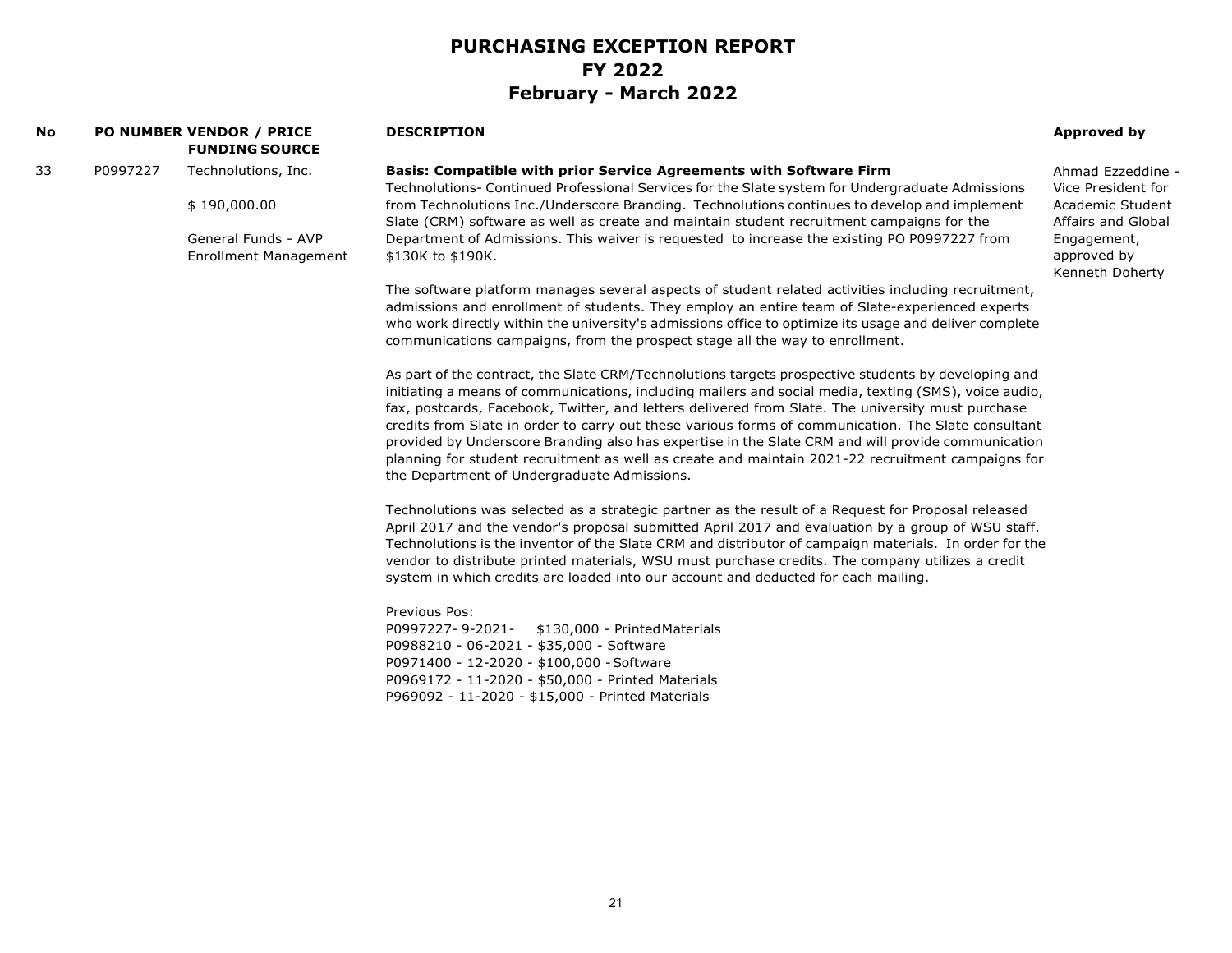# PURCHASING EXCEPTION REPORT
## FY 2022
## February - March 2022

| No | PO NUMBER | VENDOR / PRICE FUNDING SOURCE | DESCRIPTION | Approved by |
|---|---|---|---|---|
| 33 | P0997227 | Technolutions, Inc.<br><br>$ 190,000.00<br><br>General Funds - AVP Enrollment Management | **Basis: Compatible with prior Service Agreements with Software Firm**<br>Technolutions- Continued Professional Services for the Slate system for Undergraduate Admissions from Technolutions Inc./Underscore Branding. Technolutions continues to develop and implement Slate (CRM) software as well as create and maintain student recruitment campaigns for the Department of Admissions. This waiver is requested to increase the existing PO P0997227 from $130K to $190K.<br><br>The software platform manages several aspects of student related activities including recruitment, admissions and enrollment of students. They employ an entire team of Slate-experienced experts who work directly within the university's admissions office to optimize its usage and deliver complete communications campaigns, from the prospect stage all the way to enrollment.<br><br>As part of the contract, the Slate CRM/Technolutions targets prospective students by developing and initiating a means of communications, including mailers and social media, texting (SMS), voice audio, fax, postcards, Facebook, Twitter, and letters delivered from Slate. The university must purchase credits from Slate in order to carry out these various forms of communication. The Slate consultant provided by Underscore Branding also has expertise in the Slate CRM and will provide communication planning for student recruitment as well as create and maintain 2021-22 recruitment campaigns for the Department of Undergraduate Admissions.<br><br>Technolutions was selected as a strategic partner as the result of a Request for Proposal released April 2017 and the vendor's proposal submitted April 2017 and evaluation by a group of WSU staff. Technolutions is the inventor of the Slate CRM and distributor of campaign materials. In order for the vendor to distribute printed materials, WSU must purchase credits. The company utilizes a credit system in which credits are loaded into our account and deducted for each mailing.<br><br>Previous Pos:<br>P0997227- 9-2021- $130,000 - Printed Materials<br>P0988210 - 06-2021 - $35,000 - Software<br>P0971400 - 12-2020 - $100,000 - Software<br>P0969172 - 11-2020 - $50,000 - Printed Materials<br>P969092 - 11-2020 - $15,000 - Printed Materials | Ahmad Ezzeddine - Vice President for Academic Student Affairs and Global Engagement, approved by Kenneth Doherty |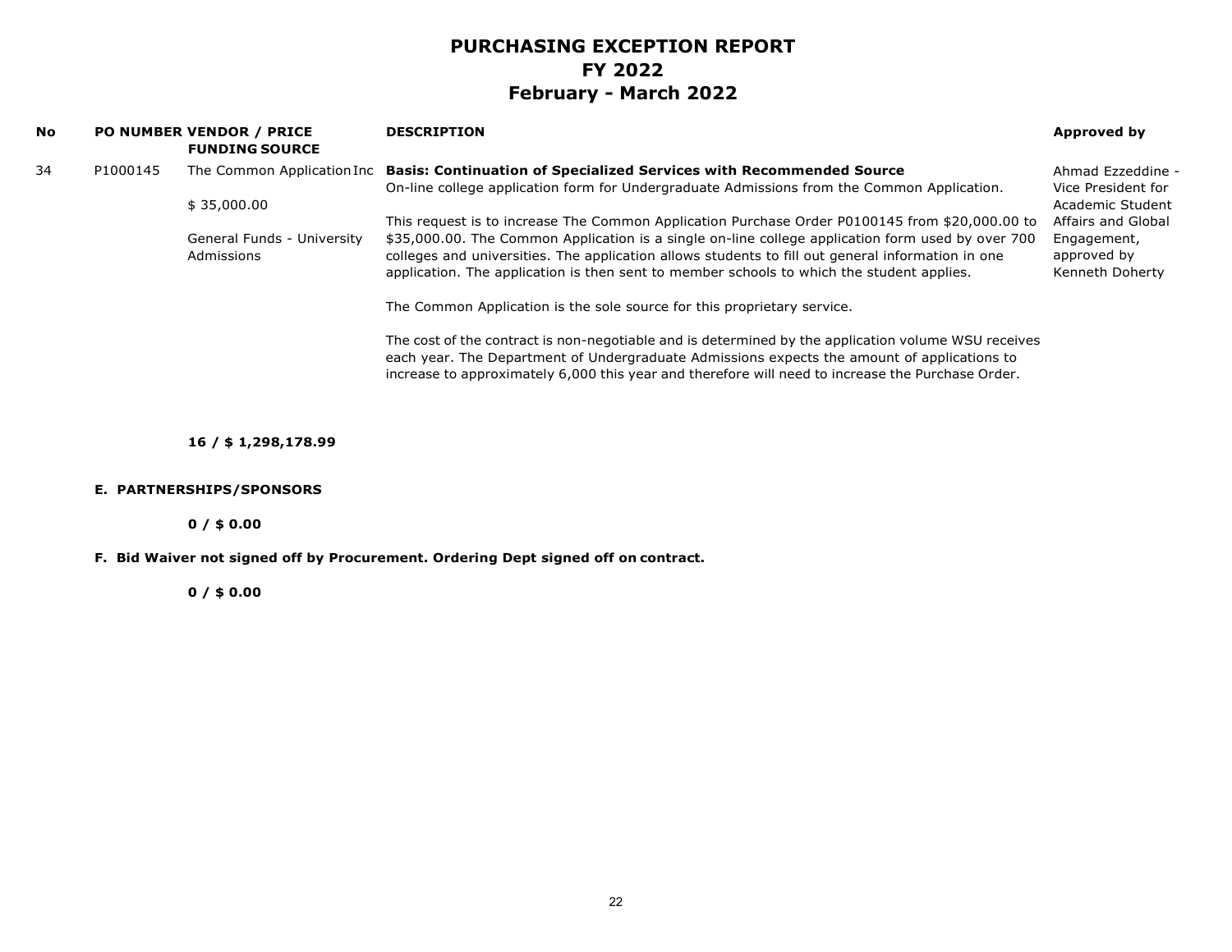# PURCHASING EXCEPTION REPORT
## FY 2022
## February - March 2022

| No | PO NUMBER | VENDOR / PRICE<br>FUNDING SOURCE | DESCRIPTION | Approved by |
|---|---|---|---|---|
| 34 | P1000145 | The Common Application Inc<br><br>$ 35,000.00<br><br>General Funds - University Admissions | **Basis: Continuation of Specialized Services with Recommended Source**<br>On-line college application form for Undergraduate Admissions from the Common Application.<br><br>This request is to increase The Common Application Purchase Order P0100145 from $20,000.00 to $35,000.00. The Common Application is a single on-line college application form used by over 700 colleges and universities. The application allows students to fill out general information in one application. The application is then sent to member schools to which the student applies.<br><br>The Common Application is the sole source for this proprietary service.<br><br>The cost of the contract is non-negotiable and is determined by the application volume WSU receives each year. The Department of Undergraduate Admissions expects the amount of applications to increase to approximately 6,000 this year and therefore will need to increase the Purchase Order. | Ahmad Ezzeddine - Vice President for Academic Student Affairs and Global Engagement, approved by Kenneth Doherty |

**16 / $ 1,298,178.99**

**E. PARTNERSHIPS/SPONSORS**

**0 / $ 0.00**

**F. Bid Waiver not signed off by Procurement. Ordering Dept signed off on contract.**

**0 / $ 0.00**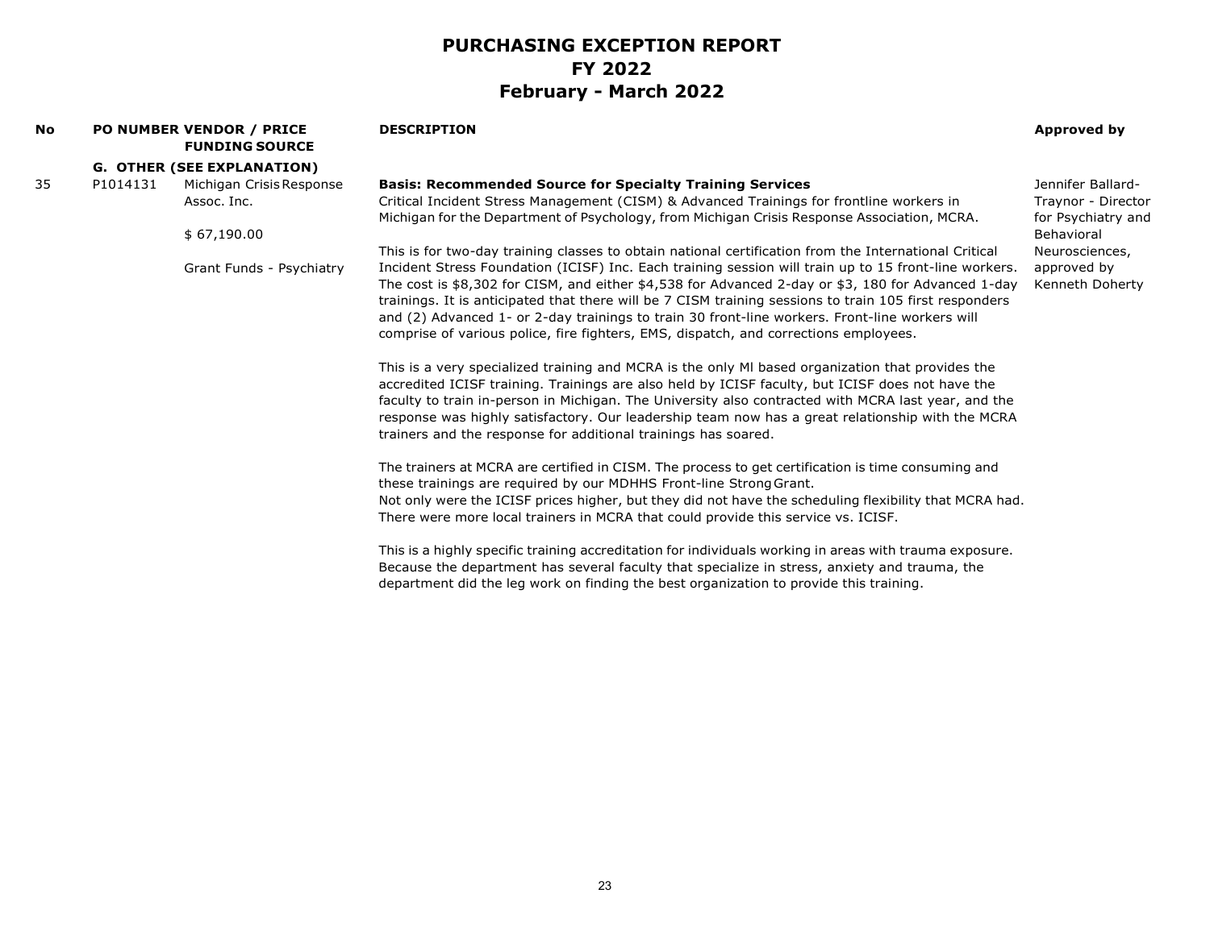# PURCHASING EXCEPTION REPORT
# FY 2022
# February - March 2022

| No | PO NUMBER | VENDOR / PRICE FUNDING SOURCE | DESCRIPTION | Approved by |
|---|---|---|---|---|
| | **G. OTHER (SEE EXPLANATION)** | | | |
| 35 | P1014131 | Michigan Crisis Response Assoc. Inc.<br><br>$ 67,190.00<br><br>Grant Funds - Psychiatry | **Basis: Recommended Source for Specialty Training Services**<br>Critical Incident Stress Management (CISM) & Advanced Trainings for frontline workers in Michigan for the Department of Psychology, from Michigan Crisis Response Association, MCRA.<br><br>This is for two-day training classes to obtain national certification from the International Critical Incident Stress Foundation (ICISF) Inc. Each training session will train up to 15 front-line workers. The cost is $8,302 for CISM, and either $4,538 for Advanced 2-day or $3, 180 for Advanced 1-day trainings. It is anticipated that there will be 7 CISM training sessions to train 105 first responders and (2) Advanced 1- or 2-day trainings to train 30 front-line workers. Front-line workers will comprise of various police, fire fighters, EMS, dispatch, and corrections employees.<br><br>This is a very specialized training and MCRA is the only MI based organization that provides the accredited ICISF training. Trainings are also held by ICISF faculty, but ICISF does not have the faculty to train in-person in Michigan. The University also contracted with MCRA last year, and the response was highly satisfactory. Our leadership team now has a great relationship with the MCRA trainers and the response for additional trainings has soared.<br><br>The trainers at MCRA are certified in CISM. The process to get certification is time consuming and these trainings are required by our MDHHS Front-line Strong Grant.<br>Not only were the ICISF prices higher, but they did not have the scheduling flexibility that MCRA had. There were more local trainers in MCRA that could provide this service vs. ICISF.<br><br>This is a highly specific training accreditation for individuals working in areas with trauma exposure. Because the department has several faculty that specialize in stress, anxiety and trauma, the department did the leg work on finding the best organization to provide this training. | Jennifer Ballard-Traynor - Director for Psychiatry and Behavioral Neurosciences, approved by Kenneth Doherty |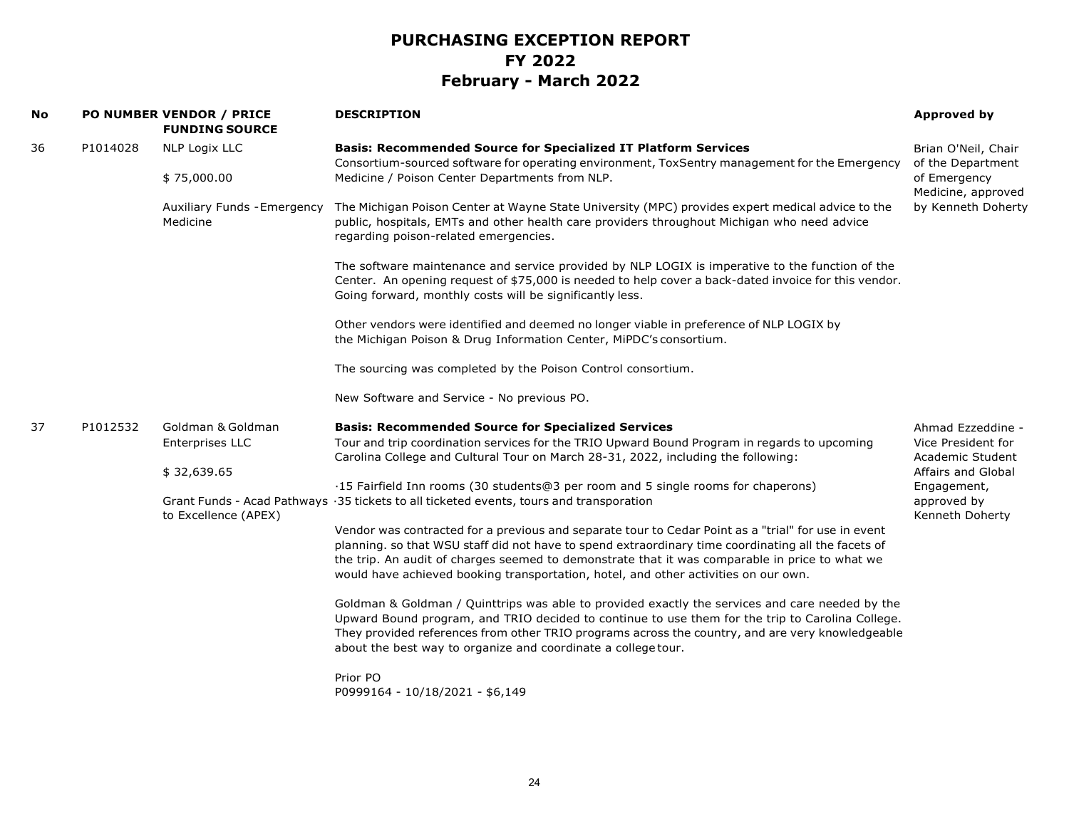# PURCHASING EXCEPTION REPORT
## FY 2022
## February - March 2022

| No | PO NUMBER | VENDOR / PRICE<br>FUNDING SOURCE | DESCRIPTION | Approved by |
|---|---|---|---|---|
| 36 | P1014028 | NLP Logix LLC<br><br>$ 75,000.00<br><br>Auxiliary Funds -Emergency Medicine | **Basis: Recommended Source for Specialized IT Platform Services**<br>Consortium-sourced software for operating environment, ToxSentry management for the Emergency Medicine / Poison Center Departments from NLP.<br><br>The Michigan Poison Center at Wayne State University (MPC) provides expert medical advice to the public, hospitals, EMTs and other health care providers throughout Michigan who need advice regarding poison-related emergencies.<br><br>The software maintenance and service provided by NLP LOGIX is imperative to the function of the Center. An opening request of $75,000 is needed to help cover a back-dated invoice for this vendor. Going forward, monthly costs will be significantly less.<br><br>Other vendors were identified and deemed no longer viable in preference of NLP LOGIX by the Michigan Poison & Drug Information Center, MiPDC's consortium.<br><br>The sourcing was completed by the Poison Control consortium.<br><br>New Software and Service - No previous PO. | Brian O'Neil, Chair of the Department of Emergency Medicine, approved by Kenneth Doherty |
| 37 | P1012532 | Goldman & Goldman Enterprises LLC<br><br>$ 32,639.65<br><br>Grant Funds - Acad Pathways to Excellence (APEX) | **Basis: Recommended Source for Specialized Services**<br>Tour and trip coordination services for the TRIO Upward Bound Program in regards to upcoming Carolina College and Cultural Tour on March 28-31, 2022, including the following:<br><br>·15 Fairfield Inn rooms (30 students@3 per room and 5 single rooms for chaperons)<br>·35 tickets to all ticketed events, tours and transporation<br><br>Vendor was contracted for a previous and separate tour to Cedar Point as a "trial" for use in event planning. so that WSU staff did not have to spend extraordinary time coordinating all the facets of the trip. An audit of charges seemed to demonstrate that it was comparable in price to what we would have achieved booking transportation, hotel, and other activities on our own.<br><br>Goldman & Goldman / Quinttrips was able to provided exactly the services and care needed by the Upward Bound program, and TRIO decided to continue to use them for the trip to Carolina College. They provided references from other TRIO programs across the country, and are very knowledgeable about the best way to organize and coordinate a college tour.<br><br>Prior PO<br>P0999164 - 10/18/2021 - $6,149 | Ahmad Ezzeddine - Vice President for Academic Student Affairs and Global Engagement, approved by Kenneth Doherty |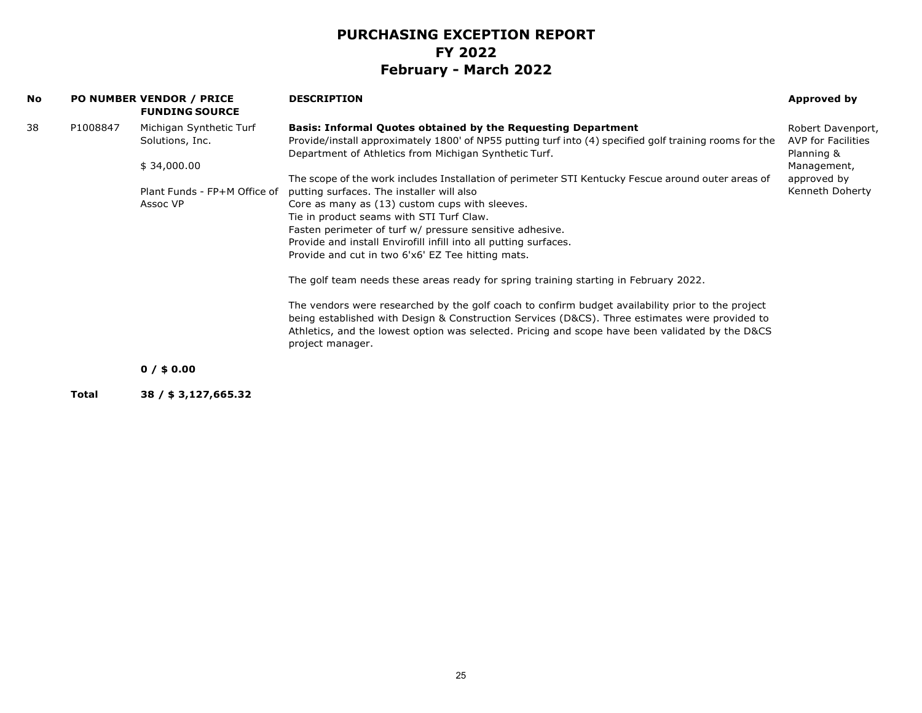# PURCHASING EXCEPTION REPORT
## FY 2022
## February - March 2022

| No | PO NUMBER | VENDOR / PRICE<br>FUNDING SOURCE | DESCRIPTION | Approved by |
|---|---|---|---|---|
| 38 | P1008847 | Michigan Synthetic Turf Solutions, Inc.<br><br>$ 34,000.00<br><br>Plant Funds - FP+M Office of Assoc VP | **Basis: Informal Quotes obtained by the Requesting Department**<br>Provide/install approximately 1800' of NP55 putting turf into (4) specified golf training rooms for the Department of Athletics from Michigan Synthetic Turf.<br><br>The scope of the work includes Installation of perimeter STI Kentucky Fescue around outer areas of putting surfaces. The installer will also<br>Core as many as (13) custom cups with sleeves.<br>Tie in product seams with STI Turf Claw.<br>Fasten perimeter of turf w/ pressure sensitive adhesive.<br>Provide and install Envirofill infill into all putting surfaces.<br>Provide and cut in two 6'x6' EZ Tee hitting mats.<br><br>The golf team needs these areas ready for spring training starting in February 2022.<br><br>The vendors were researched by the golf coach to confirm budget availability prior to the project being established with Design & Construction Services (D&CS). Three estimates were provided to Athletics, and the lowest option was selected. Pricing and scope have been validated by the D&CS project manager. | Robert Davenport, AVP for Facilities Planning & Management, approved by Kenneth Doherty |
| | | **0 / $ 0.00** | | |
| | **Total** | **38 / $ 3,127,665.32** | | |